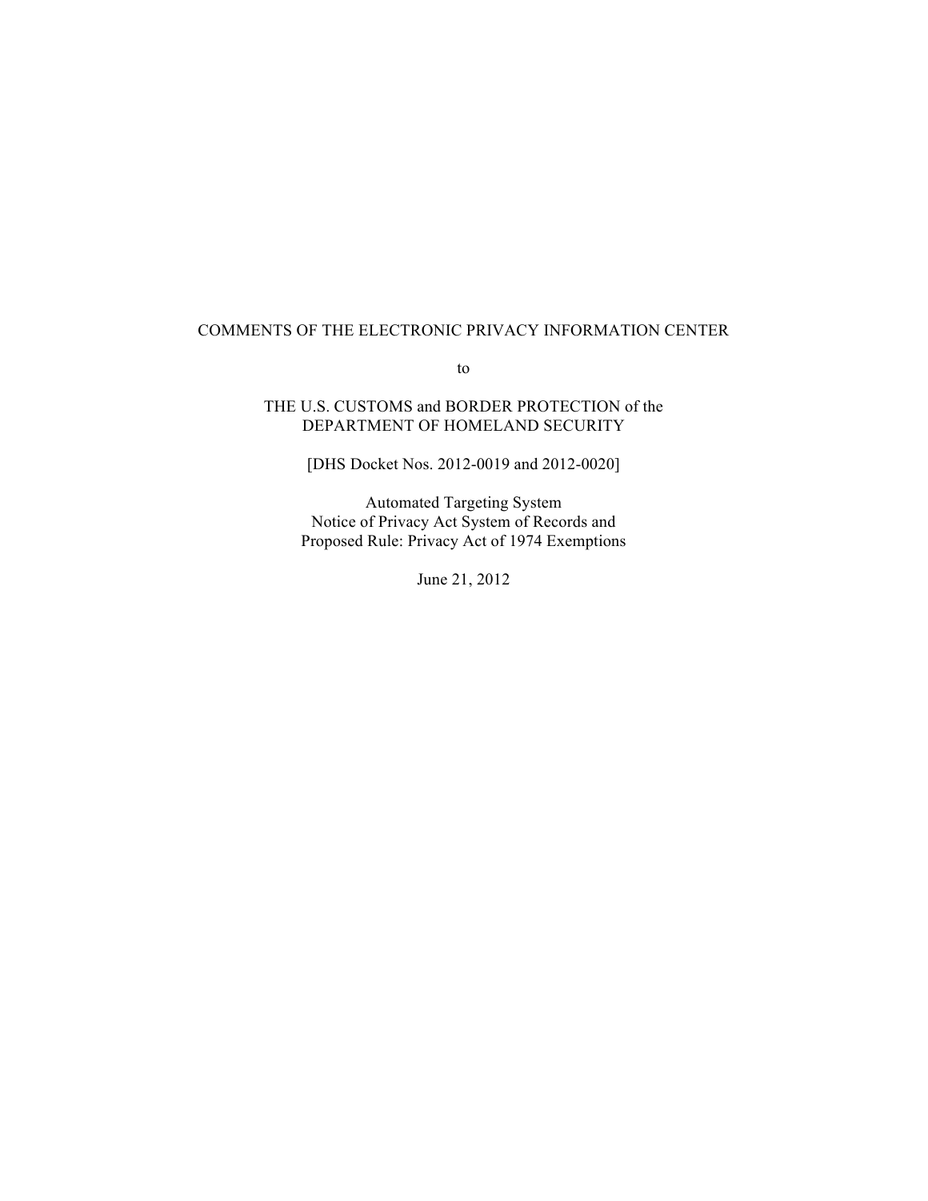COMMENTS OF THE ELECTRONIC PRIVACY INFORMATION CENTER

to

THE U.S. CUSTOMS and BORDER PROTECTION of the
DEPARTMENT OF HOMELAND SECURITY

[DHS Docket Nos. 2012-0019 and 2012-0020]

Automated Targeting System
Notice of Privacy Act System of Records and
Proposed Rule: Privacy Act of 1974 Exemptions

June 21, 2012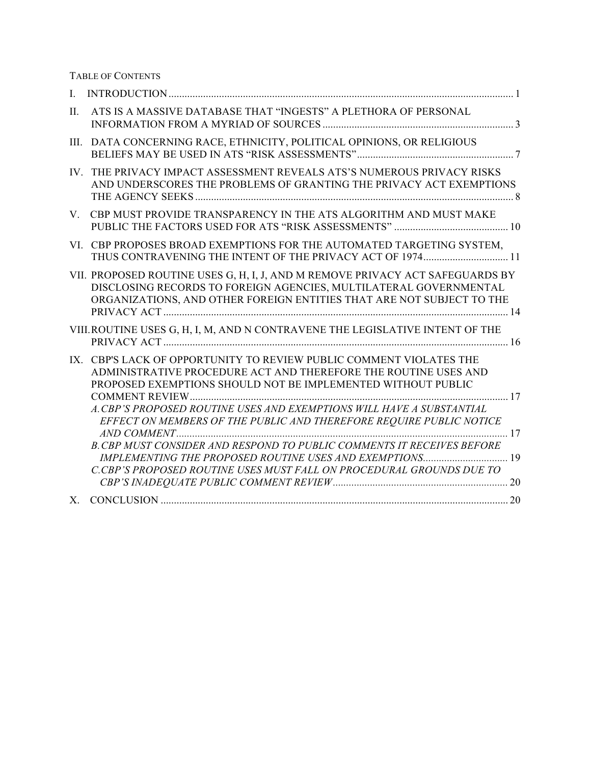TABLE OF CONTENTS

I. INTRODUCTION ..... 1

II. ATS IS A MASSIVE DATABASE THAT "INGESTS" A PLETHORA OF PERSONAL INFORMATION FROM A MYRIAD OF SOURCES ..... 3

III. DATA CONCERNING RACE, ETHNICITY, POLITICAL OPINIONS, OR RELIGIOUS BELIEFS MAY BE USED IN ATS "RISK ASSESSMENTS" ..... 7

IV. THE PRIVACY IMPACT ASSESSMENT REVEALS ATS'S NUMEROUS PRIVACY RISKS AND UNDERSCORES THE PROBLEMS OF GRANTING THE PRIVACY ACT EXEMPTIONS THE AGENCY SEEKS ..... 8

V. CBP MUST PROVIDE TRANSPARENCY IN THE ATS ALGORITHM AND MUST MAKE PUBLIC THE FACTORS USED FOR ATS "RISK ASSESSMENTS" ..... 10

VI. CBP PROPOSES BROAD EXEMPTIONS FOR THE AUTOMATED TARGETING SYSTEM, THUS CONTRAVENING THE INTENT OF THE PRIVACY ACT OF 1974 ..... 11

VII. PROPOSED ROUTINE USES G, H, I, J, AND M REMOVE PRIVACY ACT SAFEGUARDS BY DISCLOSING RECORDS TO FOREIGN AGENCIES, MULTILATERAL GOVERNMENTAL ORGANIZATIONS, AND OTHER FOREIGN ENTITIES THAT ARE NOT SUBJECT TO THE PRIVACY ACT ..... 14

VIII. ROUTINE USES G, H, I, M, AND N CONTRAVENE THE LEGISLATIVE INTENT OF THE PRIVACY ACT ..... 16

IX. CBP'S LACK OF OPPORTUNITY TO REVIEW PUBLIC COMMENT VIOLATES THE ADMINISTRATIVE PROCEDURE ACT AND THEREFORE THE ROUTINE USES AND PROPOSED EXEMPTIONS SHOULD NOT BE IMPLEMENTED WITHOUT PUBLIC COMMENT REVIEW ..... 17

*A. CBP'S PROPOSED ROUTINE USES AND EXEMPTIONS WILL HAVE A SUBSTANTIAL EFFECT ON MEMBERS OF THE PUBLIC AND THEREFORE REQUIRE PUBLIC NOTICE AND COMMENT* ..... 17

*B. CBP MUST CONSIDER AND RESPOND TO PUBLIC COMMENTS IT RECEIVES BEFORE IMPLEMENTING THE PROPOSED ROUTINE USES AND EXEMPTIONS* ..... 19

*C. CBP'S PROPOSED ROUTINE USES MUST FALL ON PROCEDURAL GROUNDS DUE TO CBP'S INADEQUATE PUBLIC COMMENT REVIEW* ..... 20

X. CONCLUSION ..... 20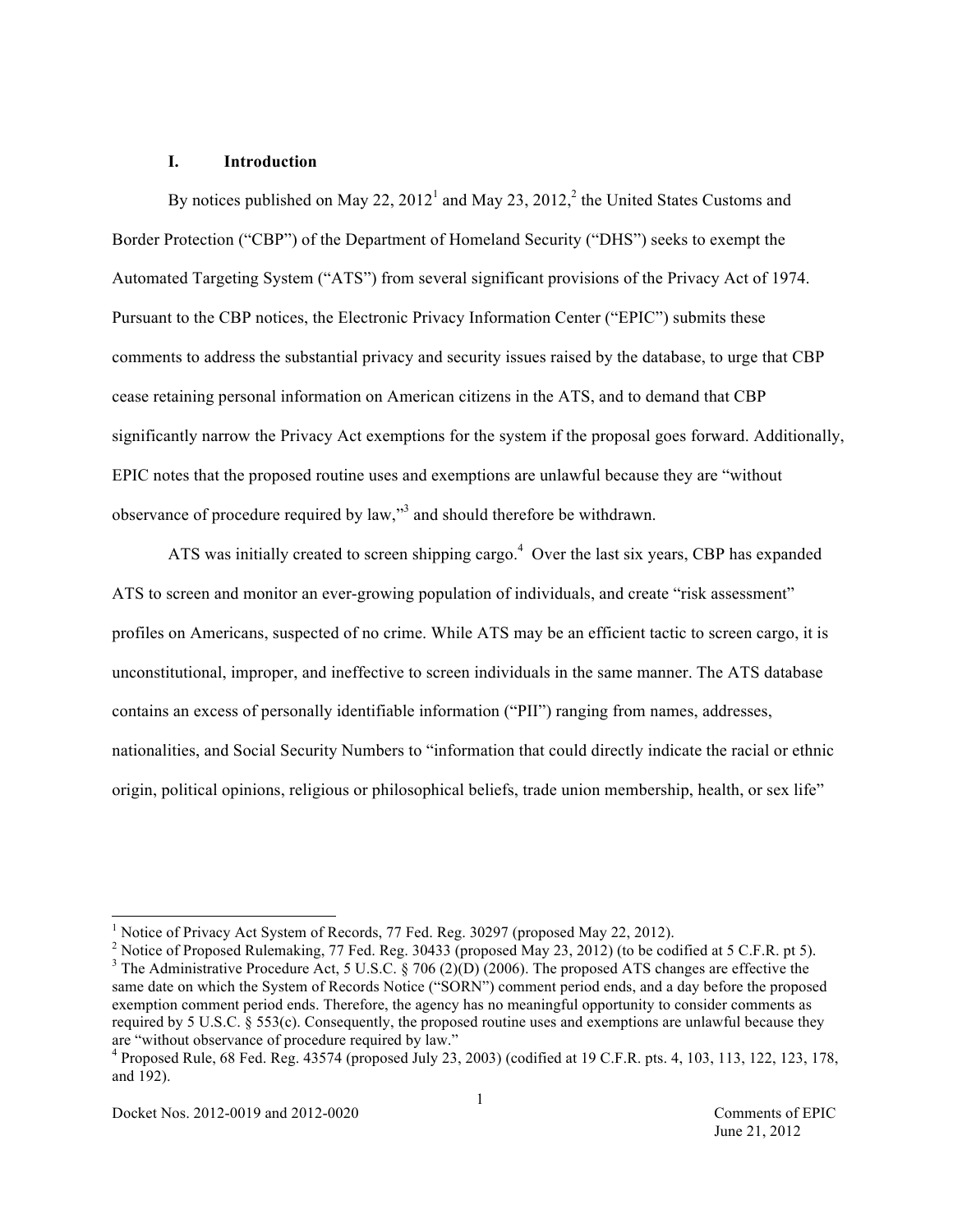## I. Introduction

By notices published on May 22, 2012[1] and May 23, 2012,[2] the United States Customs and Border Protection ("CBP") of the Department of Homeland Security ("DHS") seeks to exempt the Automated Targeting System ("ATS") from several significant provisions of the Privacy Act of 1974. Pursuant to the CBP notices, the Electronic Privacy Information Center ("EPIC") submits these comments to address the substantial privacy and security issues raised by the database, to urge that CBP cease retaining personal information on American citizens in the ATS, and to demand that CBP significantly narrow the Privacy Act exemptions for the system if the proposal goes forward. Additionally, EPIC notes that the proposed routine uses and exemptions are unlawful because they are "without observance of procedure required by law,"[3] and should therefore be withdrawn.

ATS was initially created to screen shipping cargo.[4] Over the last six years, CBP has expanded ATS to screen and monitor an ever-growing population of individuals, and create "risk assessment" profiles on Americans, suspected of no crime. While ATS may be an efficient tactic to screen cargo, it is unconstitutional, improper, and ineffective to screen individuals in the same manner. The ATS database contains an excess of personally identifiable information ("PII") ranging from names, addresses, nationalities, and Social Security Numbers to "information that could directly indicate the racial or ethnic origin, political opinions, religious or philosophical beliefs, trade union membership, health, or sex life"

---

[1] Notice of Privacy Act System of Records, 77 Fed. Reg. 30297 (proposed May 22, 2012).

[2] Notice of Proposed Rulemaking, 77 Fed. Reg. 30433 (proposed May 23, 2012) (to be codified at 5 C.F.R. pt 5).

[3] The Administrative Procedure Act, 5 U.S.C. § 706 (2)(D) (2006). The proposed ATS changes are effective the same date on which the System of Records Notice ("SORN") comment period ends, and a day before the proposed exemption comment period ends. Therefore, the agency has no meaningful opportunity to consider comments as required by 5 U.S.C. § 553(c). Consequently, the proposed routine uses and exemptions are unlawful because they are "without observance of procedure required by law."

[4] Proposed Rule, 68 Fed. Reg. 43574 (proposed July 23, 2003) (codified at 19 C.F.R. pts. 4, 103, 113, 122, 123, 178, and 192).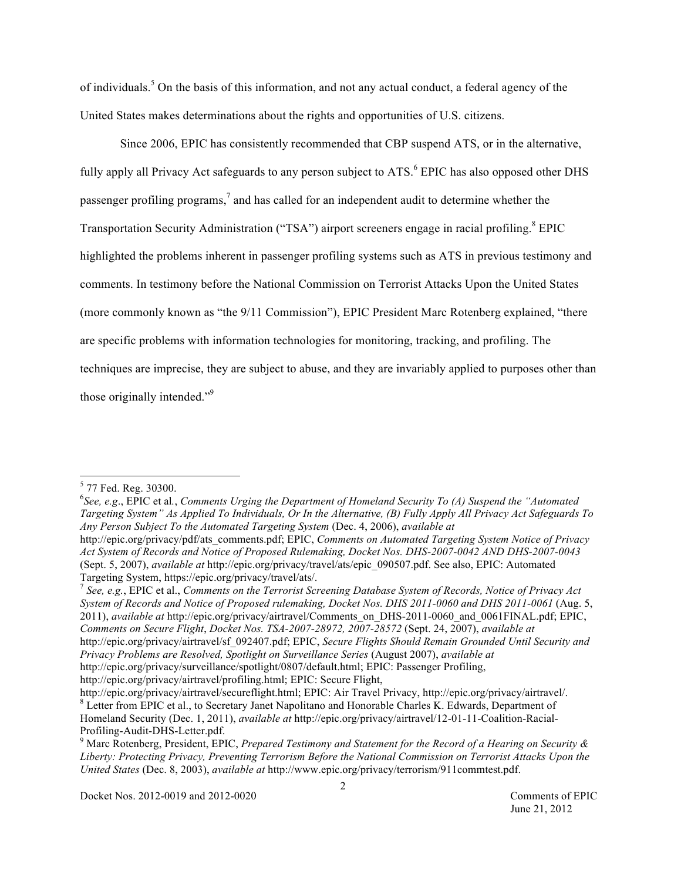of individuals.[5] On the basis of this information, and not any actual conduct, a federal agency of the United States makes determinations about the rights and opportunities of U.S. citizens.

Since 2006, EPIC has consistently recommended that CBP suspend ATS, or in the alternative, fully apply all Privacy Act safeguards to any person subject to ATS.[6] EPIC has also opposed other DHS passenger profiling programs,[7] and has called for an independent audit to determine whether the Transportation Security Administration ("TSA") airport screeners engage in racial profiling.[8] EPIC highlighted the problems inherent in passenger profiling systems such as ATS in previous testimony and comments. In testimony before the National Commission on Terrorist Attacks Upon the United States (more commonly known as "the 9/11 Commission"), EPIC President Marc Rotenberg explained, "there are specific problems with information technologies for monitoring, tracking, and profiling. The techniques are imprecise, they are subject to abuse, and they are invariably applied to purposes other than those originally intended."[9]

---

[5] 77 Fed. Reg. 30300.

[6] *See, e.g*., EPIC et al., *Comments Urging the Department of Homeland Security To (A) Suspend the "Automated Targeting System" As Applied To Individuals, Or In the Alternative, (B) Fully Apply All Privacy Act Safeguards To Any Person Subject To the Automated Targeting System* (Dec. 4, 2006), *available at* http://epic.org/privacy/pdf/ats_comments.pdf; EPIC, *Comments on Automated Targeting System Notice of Privacy Act System of Records and Notice of Proposed Rulemaking, Docket Nos. DHS-2007-0042 AND DHS-2007-0043* (Sept. 5, 2007), *available at* http://epic.org/privacy/travel/ats/epic_090507.pdf. See also, EPIC: Automated Targeting System, https://epic.org/privacy/travel/ats/.

[7] *See, e.g.*, EPIC et al., *Comments on the Terrorist Screening Database System of Records, Notice of Privacy Act System of Records and Notice of Proposed rulemaking, Docket Nos. DHS 2011-0060 and DHS 2011-0061* (Aug. 5, 2011), *available at* http://epic.org/privacy/airtravel/Comments_on_DHS-2011-0060_and_0061FINAL.pdf; EPIC, *Comments on Secure Flight*, *Docket Nos. TSA-2007-28972, 2007-28572* (Sept. 24, 2007), *available at* http://epic.org/privacy/airtravel/sf_092407.pdf; EPIC, *Secure Flights Should Remain Grounded Until Security and Privacy Problems are Resolved, Spotlight on Surveillance Series* (August 2007), *available at* http://epic.org/privacy/surveillance/spotlight/0807/default.html; EPIC: Passenger Profiling, http://epic.org/privacy/airtravel/profiling.html; EPIC: Secure Flight, http://epic.org/privacy/airtravel/secureflight.html; EPIC: Air Travel Privacy, http://epic.org/privacy/airtravel/.

[8] Letter from EPIC et al., to Secretary Janet Napolitano and Honorable Charles K. Edwards, Department of Homeland Security (Dec. 1, 2011), *available at* http://epic.org/privacy/airtravel/12-01-11-Coalition-Racial-Profiling-Audit-DHS-Letter.pdf.

[9] Marc Rotenberg, President, EPIC, *Prepared Testimony and Statement for the Record of a Hearing on Security & Liberty: Protecting Privacy, Preventing Terrorism Before the National Commission on Terrorist Attacks Upon the United States* (Dec. 8, 2003), *available at* http://www.epic.org/privacy/terrorism/911commtest.pdf.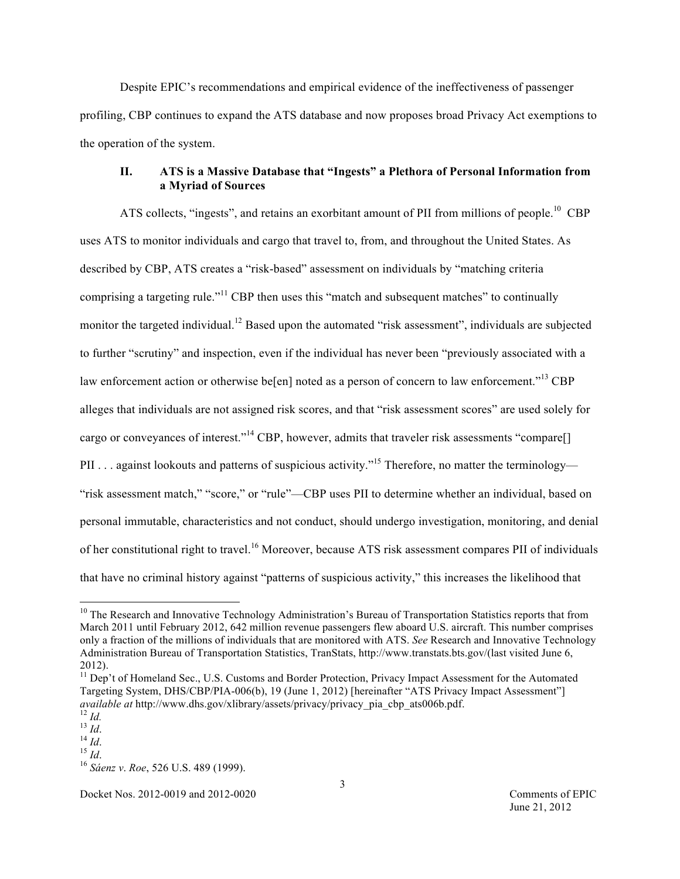Despite EPIC's recommendations and empirical evidence of the ineffectiveness of passenger profiling, CBP continues to expand the ATS database and now proposes broad Privacy Act exemptions to the operation of the system.

## II. ATS is a Massive Database that "Ingests" a Plethora of Personal Information from a Myriad of Sources

ATS collects, "ingests", and retains an exorbitant amount of PII from millions of people.[10] CBP uses ATS to monitor individuals and cargo that travel to, from, and throughout the United States. As described by CBP, ATS creates a "risk-based" assessment on individuals by "matching criteria comprising a targeting rule."[11] CBP then uses this "match and subsequent matches" to continually monitor the targeted individual.[12] Based upon the automated "risk assessment", individuals are subjected to further "scrutiny" and inspection, even if the individual has never been "previously associated with a law enforcement action or otherwise be[en] noted as a person of concern to law enforcement."[13] CBP alleges that individuals are not assigned risk scores, and that "risk assessment scores" are used solely for cargo or conveyances of interest."[14] CBP, however, admits that traveler risk assessments "compare[] PII . . . against lookouts and patterns of suspicious activity."[15] Therefore, no matter the terminology—"risk assessment match," "score," or "rule"—CBP uses PII to determine whether an individual, based on personal immutable, characteristics and not conduct, should undergo investigation, monitoring, and denial of her constitutional right to travel.[16] Moreover, because ATS risk assessment compares PII of individuals that have no criminal history against "patterns of suspicious activity," this increases the likelihood that

---

[10] The Research and Innovative Technology Administration's Bureau of Transportation Statistics reports that from March 2011 until February 2012, 642 million revenue passengers flew aboard U.S. aircraft. This number comprises only a fraction of the millions of individuals that are monitored with ATS. *See* Research and Innovative Technology Administration Bureau of Transportation Statistics, TranStats, http://www.transtats.bts.gov/(last visited June 6, 2012).

[11] Dep't of Homeland Sec., U.S. Customs and Border Protection, Privacy Impact Assessment for the Automated Targeting System, DHS/CBP/PIA-006(b), 19 (June 1, 2012) [hereinafter "ATS Privacy Impact Assessment"] *available at* http://www.dhs.gov/xlibrary/assets/privacy/privacy_pia_cbp_ats006b.pdf.

[12] *Id.*

[13] *Id*.

[14] *Id*.

[15] *Id*.

[16] *Sáenz v. Roe*, 526 U.S. 489 (1999).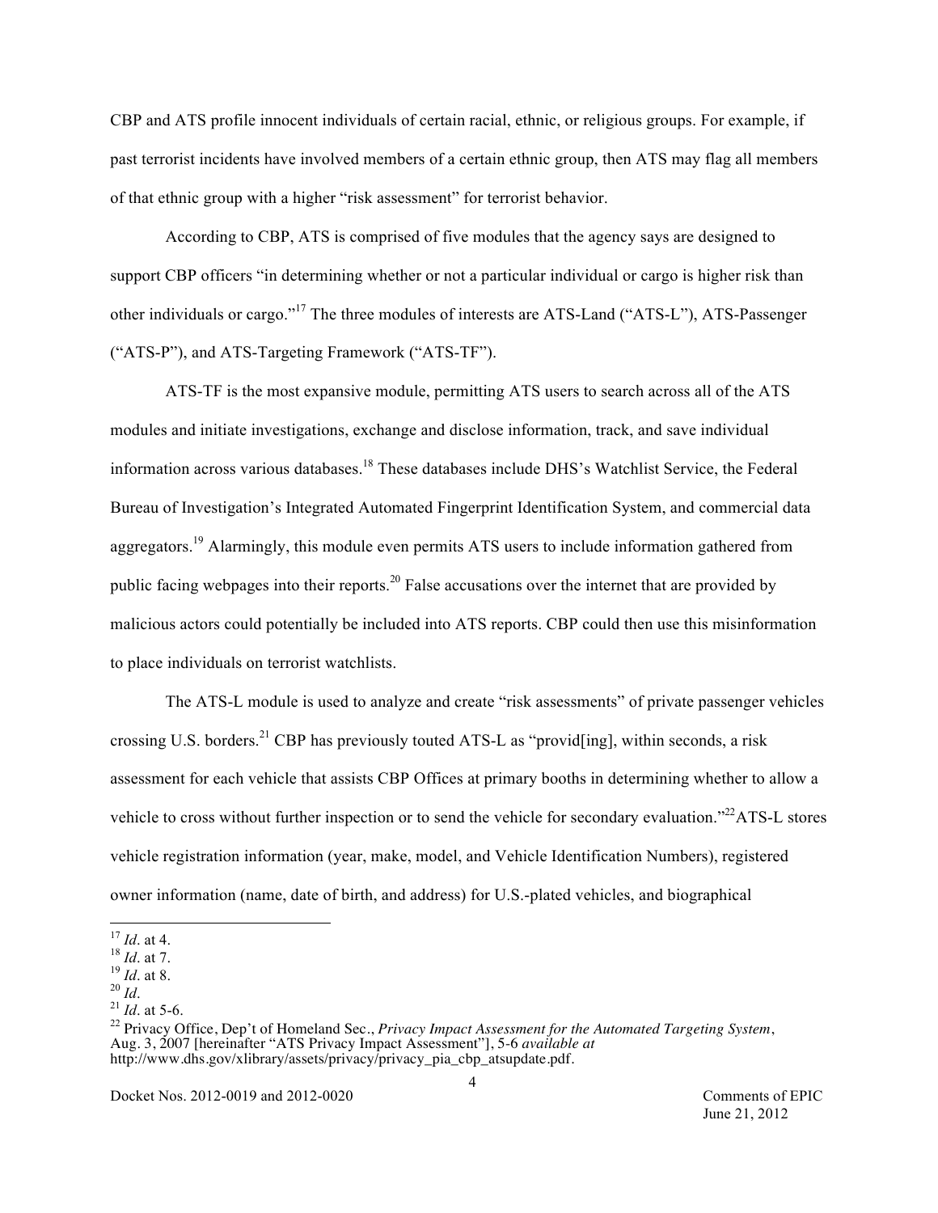CBP and ATS profile innocent individuals of certain racial, ethnic, or religious groups. For example, if past terrorist incidents have involved members of a certain ethnic group, then ATS may flag all members of that ethnic group with a higher "risk assessment" for terrorist behavior.

According to CBP, ATS is comprised of five modules that the agency says are designed to support CBP officers "in determining whether or not a particular individual or cargo is higher risk than other individuals or cargo."[17] The three modules of interests are ATS-Land ("ATS-L"), ATS-Passenger ("ATS-P"), and ATS-Targeting Framework ("ATS-TF").

ATS-TF is the most expansive module, permitting ATS users to search across all of the ATS modules and initiate investigations, exchange and disclose information, track, and save individual information across various databases.[18] These databases include DHS's Watchlist Service, the Federal Bureau of Investigation's Integrated Automated Fingerprint Identification System, and commercial data aggregators.[19] Alarmingly, this module even permits ATS users to include information gathered from public facing webpages into their reports.[20] False accusations over the internet that are provided by malicious actors could potentially be included into ATS reports. CBP could then use this misinformation to place individuals on terrorist watchlists.

The ATS-L module is used to analyze and create "risk assessments" of private passenger vehicles crossing U.S. borders.[21] CBP has previously touted ATS-L as "provid[ing], within seconds, a risk assessment for each vehicle that assists CBP Offices at primary booths in determining whether to allow a vehicle to cross without further inspection or to send the vehicle for secondary evaluation."[22] ATS-L stores vehicle registration information (year, make, model, and Vehicle Identification Numbers), registered owner information (name, date of birth, and address) for U.S.-plated vehicles, and biographical

---

[17] *Id*. at 4.
[18] *Id*. at 7.
[19] *Id*. at 8.
[20] *Id*.
[21] *Id*. at 5-6.
[22] Privacy Office, Dep't of Homeland Sec., *Privacy Impact Assessment for the Automated Targeting System*, Aug. 3, 2007 [hereinafter "ATS Privacy Impact Assessment"], 5-6 *available at* http://www.dhs.gov/xlibrary/assets/privacy/privacy_pia_cbp_atsupdate.pdf.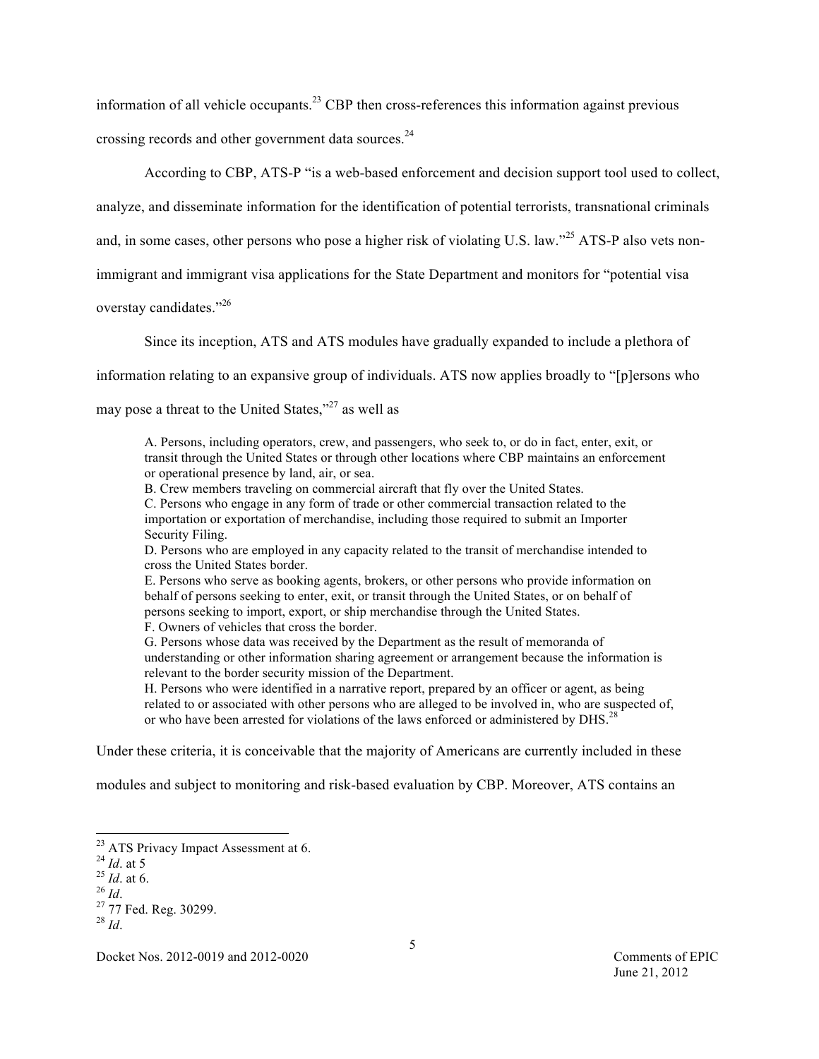information of all vehicle occupants.[23] CBP then cross-references this information against previous crossing records and other government data sources.[24]

According to CBP, ATS-P "is a web-based enforcement and decision support tool used to collect, analyze, and disseminate information for the identification of potential terrorists, transnational criminals and, in some cases, other persons who pose a higher risk of violating U.S. law."[25] ATS-P also vets non-immigrant and immigrant visa applications for the State Department and monitors for "potential visa overstay candidates."[26]

Since its inception, ATS and ATS modules have gradually expanded to include a plethora of information relating to an expansive group of individuals. ATS now applies broadly to "[p]ersons who may pose a threat to the United States,"[27] as well as

> A. Persons, including operators, crew, and passengers, who seek to, or do in fact, enter, exit, or transit through the United States or through other locations where CBP maintains an enforcement or operational presence by land, air, or sea.
> B. Crew members traveling on commercial aircraft that fly over the United States.
> C. Persons who engage in any form of trade or other commercial transaction related to the importation or exportation of merchandise, including those required to submit an Importer Security Filing.
> D. Persons who are employed in any capacity related to the transit of merchandise intended to cross the United States border.
> E. Persons who serve as booking agents, brokers, or other persons who provide information on behalf of persons seeking to enter, exit, or transit through the United States, or on behalf of persons seeking to import, export, or ship merchandise through the United States.
> F. Owners of vehicles that cross the border.
> G. Persons whose data was received by the Department as the result of memoranda of understanding or other information sharing agreement or arrangement because the information is relevant to the border security mission of the Department.
> H. Persons who were identified in a narrative report, prepared by an officer or agent, as being related to or associated with other persons who are alleged to be involved in, who are suspected of, or who have been arrested for violations of the laws enforced or administered by DHS.[28]

Under these criteria, it is conceivable that the majority of Americans are currently included in these modules and subject to monitoring and risk-based evaluation by CBP. Moreover, ATS contains an

---

[23] ATS Privacy Impact Assessment at 6.
[24] *Id*. at 5
[25] *Id*. at 6.
[26] *Id*.
[27] 77 Fed. Reg. 30299.
[28] *Id*.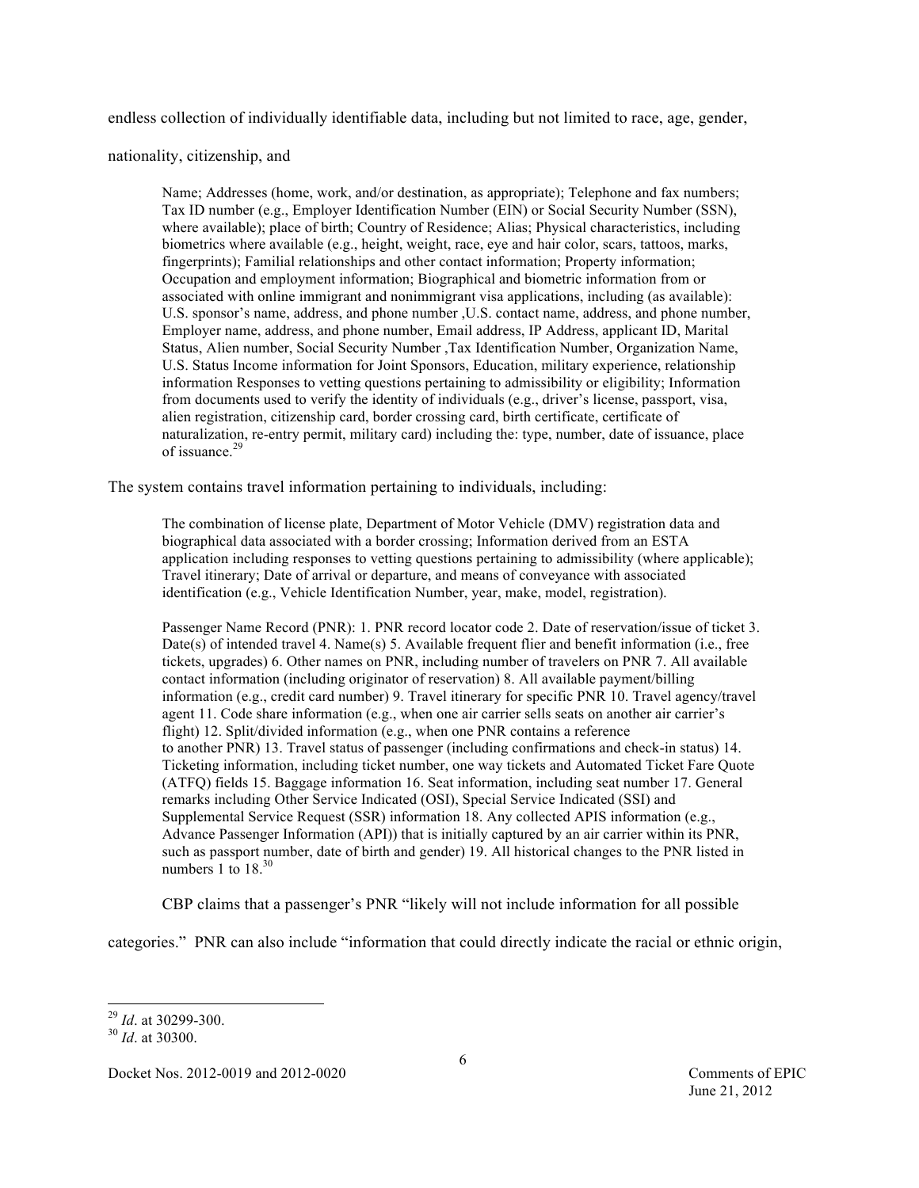endless collection of individually identifiable data, including but not limited to race, age, gender, nationality, citizenship, and

> Name; Addresses (home, work, and/or destination, as appropriate); Telephone and fax numbers; Tax ID number (e.g., Employer Identification Number (EIN) or Social Security Number (SSN), where available); place of birth; Country of Residence; Alias; Physical characteristics, including biometrics where available (e.g., height, weight, race, eye and hair color, scars, tattoos, marks, fingerprints); Familial relationships and other contact information; Property information; Occupation and employment information; Biographical and biometric information from or associated with online immigrant and nonimmigrant visa applications, including (as available): U.S. sponsor's name, address, and phone number ,U.S. contact name, address, and phone number, Employer name, address, and phone number, Email address, IP Address, applicant ID, Marital Status, Alien number, Social Security Number ,Tax Identification Number, Organization Name, U.S. Status Income information for Joint Sponsors, Education, military experience, relationship information Responses to vetting questions pertaining to admissibility or eligibility; Information from documents used to verify the identity of individuals (e.g., driver's license, passport, visa, alien registration, citizenship card, border crossing card, birth certificate, certificate of naturalization, re-entry permit, military card) including the: type, number, date of issuance, place of issuance.[29]

The system contains travel information pertaining to individuals, including:

> The combination of license plate, Department of Motor Vehicle (DMV) registration data and biographical data associated with a border crossing; Information derived from an ESTA application including responses to vetting questions pertaining to admissibility (where applicable); Travel itinerary; Date of arrival or departure, and means of conveyance with associated identification (e.g., Vehicle Identification Number, year, make, model, registration).
>
> Passenger Name Record (PNR): 1. PNR record locator code 2. Date of reservation/issue of ticket 3. Date(s) of intended travel 4. Name(s) 5. Available frequent flier and benefit information (i.e., free tickets, upgrades) 6. Other names on PNR, including number of travelers on PNR 7. All available contact information (including originator of reservation) 8. All available payment/billing information (e.g., credit card number) 9. Travel itinerary for specific PNR 10. Travel agency/travel agent 11. Code share information (e.g., when one air carrier sells seats on another air carrier's flight) 12. Split/divided information (e.g., when one PNR contains a reference to another PNR) 13. Travel status of passenger (including confirmations and check-in status) 14. Ticketing information, including ticket number, one way tickets and Automated Ticket Fare Quote (ATFQ) fields 15. Baggage information 16. Seat information, including seat number 17. General remarks including Other Service Indicated (OSI), Special Service Indicated (SSI) and Supplemental Service Request (SSR) information 18. Any collected APIS information (e.g., Advance Passenger Information (API)) that is initially captured by an air carrier within its PNR, such as passport number, date of birth and gender) 19. All historical changes to the PNR listed in numbers 1 to 18.[30]

CBP claims that a passenger's PNR "likely will not include information for all possible categories." PNR can also include "information that could directly indicate the racial or ethnic origin,

---

[29] *Id*. at 30299-300.

[30] *Id*. at 30300.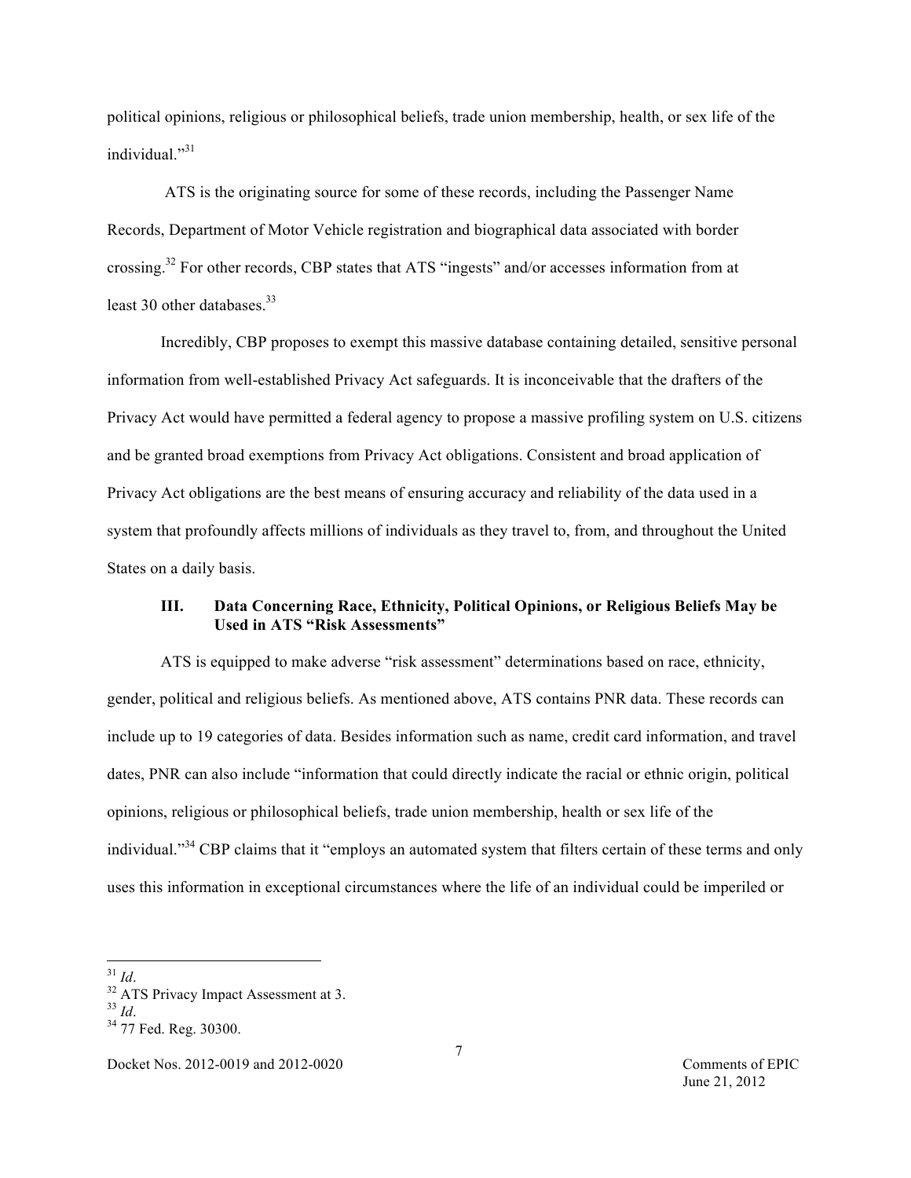political opinions, religious or philosophical beliefs, trade union membership, health, or sex life of the individual."[31]

ATS is the originating source for some of these records, including the Passenger Name Records, Department of Motor Vehicle registration and biographical data associated with border crossing.[32] For other records, CBP states that ATS "ingests" and/or accesses information from at least 30 other databases.[33]

Incredibly, CBP proposes to exempt this massive database containing detailed, sensitive personal information from well-established Privacy Act safeguards. It is inconceivable that the drafters of the Privacy Act would have permitted a federal agency to propose a massive profiling system on U.S. citizens and be granted broad exemptions from Privacy Act obligations. Consistent and broad application of Privacy Act obligations are the best means of ensuring accuracy and reliability of the data used in a system that profoundly affects millions of individuals as they travel to, from, and throughout the United States on a daily basis.

### III. Data Concerning Race, Ethnicity, Political Opinions, or Religious Beliefs May be Used in ATS "Risk Assessments"

ATS is equipped to make adverse "risk assessment" determinations based on race, ethnicity, gender, political and religious beliefs. As mentioned above, ATS contains PNR data. These records can include up to 19 categories of data. Besides information such as name, credit card information, and travel dates, PNR can also include "information that could directly indicate the racial or ethnic origin, political opinions, religious or philosophical beliefs, trade union membership, health or sex life of the individual."[34] CBP claims that it "employs an automated system that filters certain of these terms and only uses this information in exceptional circumstances where the life of an individual could be imperiled or

---

[31] *Id*.
[32] ATS Privacy Impact Assessment at 3.
[33] *Id*.
[34] 77 Fed. Reg. 30300.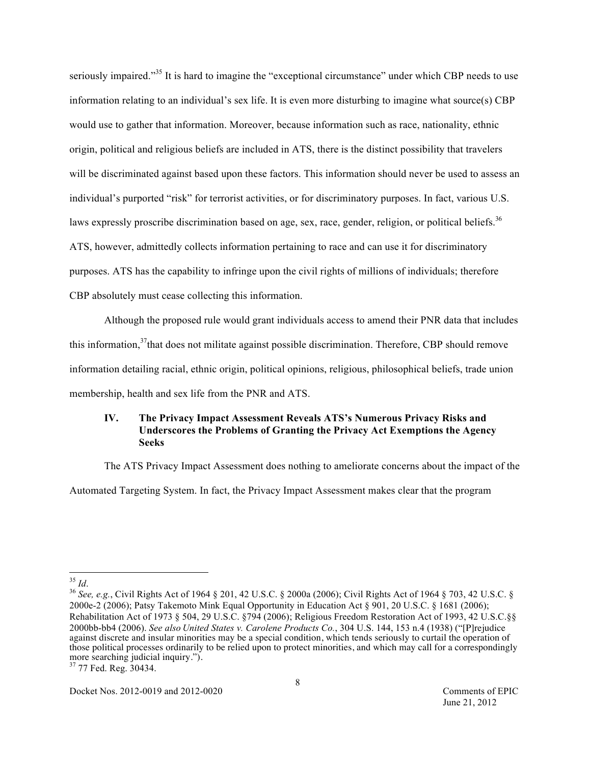seriously impaired."[35] It is hard to imagine the "exceptional circumstance" under which CBP needs to use information relating to an individual's sex life. It is even more disturbing to imagine what source(s) CBP would use to gather that information. Moreover, because information such as race, nationality, ethnic origin, political and religious beliefs are included in ATS, there is the distinct possibility that travelers will be discriminated against based upon these factors. This information should never be used to assess an individual's purported "risk" for terrorist activities, or for discriminatory purposes. In fact, various U.S. laws expressly proscribe discrimination based on age, sex, race, gender, religion, or political beliefs.[36] ATS, however, admittedly collects information pertaining to race and can use it for discriminatory purposes. ATS has the capability to infringe upon the civil rights of millions of individuals; therefore CBP absolutely must cease collecting this information.

Although the proposed rule would grant individuals access to amend their PNR data that includes this information,[37] that does not militate against possible discrimination. Therefore, CBP should remove information detailing racial, ethnic origin, political opinions, religious, philosophical beliefs, trade union membership, health and sex life from the PNR and ATS.

### IV. The Privacy Impact Assessment Reveals ATS's Numerous Privacy Risks and Underscores the Problems of Granting the Privacy Act Exemptions the Agency Seeks

The ATS Privacy Impact Assessment does nothing to ameliorate concerns about the impact of the Automated Targeting System. In fact, the Privacy Impact Assessment makes clear that the program

---

[35] *Id*.

[36] *See, e.g.*, Civil Rights Act of 1964 § 201, 42 U.S.C. § 2000a (2006); Civil Rights Act of 1964 § 703, 42 U.S.C. § 2000e-2 (2006); Patsy Takemoto Mink Equal Opportunity in Education Act § 901, 20 U.S.C. § 1681 (2006); Rehabilitation Act of 1973 § 504, 29 U.S.C. §794 (2006); Religious Freedom Restoration Act of 1993, 42 U.S.C.§§ 2000bb-bb4 (2006). *See also United States v. Carolene Products Co.*, 304 U.S. 144, 153 n.4 (1938) ("[P]rejudice against discrete and insular minorities may be a special condition, which tends seriously to curtail the operation of those political processes ordinarily to be relied upon to protect minorities, and which may call for a correspondingly more searching judicial inquiry.").

[37] 77 Fed. Reg. 30434.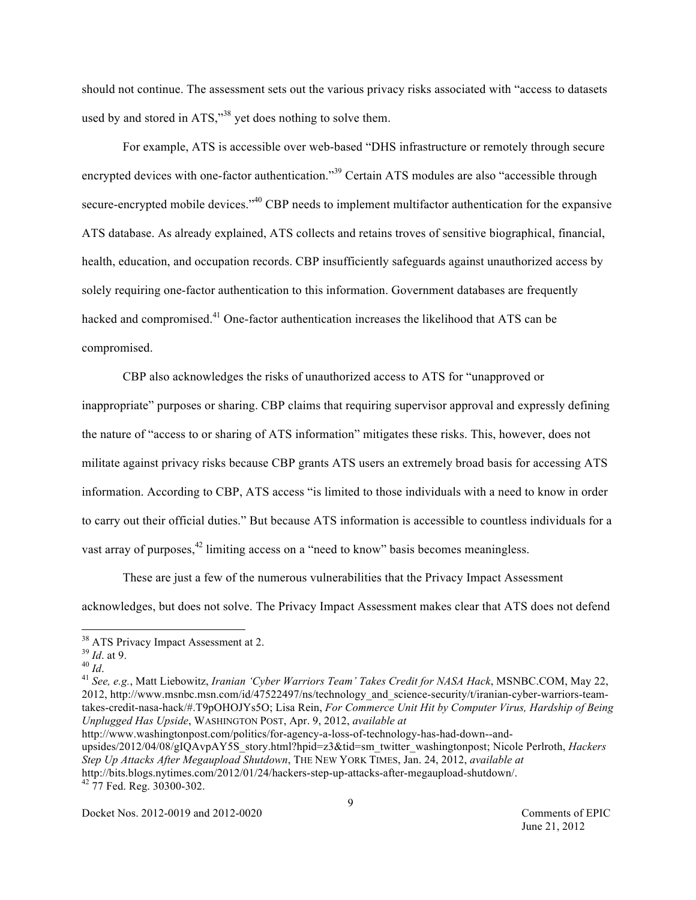should not continue. The assessment sets out the various privacy risks associated with "access to datasets used by and stored in ATS,"[38] yet does nothing to solve them.

For example, ATS is accessible over web-based "DHS infrastructure or remotely through secure encrypted devices with one-factor authentication."[39] Certain ATS modules are also "accessible through secure-encrypted mobile devices."[40] CBP needs to implement multifactor authentication for the expansive ATS database. As already explained, ATS collects and retains troves of sensitive biographical, financial, health, education, and occupation records. CBP insufficiently safeguards against unauthorized access by solely requiring one-factor authentication to this information. Government databases are frequently hacked and compromised.[41] One-factor authentication increases the likelihood that ATS can be compromised.

CBP also acknowledges the risks of unauthorized access to ATS for "unapproved or inappropriate" purposes or sharing. CBP claims that requiring supervisor approval and expressly defining the nature of "access to or sharing of ATS information" mitigates these risks. This, however, does not militate against privacy risks because CBP grants ATS users an extremely broad basis for accessing ATS information. According to CBP, ATS access "is limited to those individuals with a need to know in order to carry out their official duties." But because ATS information is accessible to countless individuals for a vast array of purposes,[42] limiting access on a "need to know" basis becomes meaningless.

These are just a few of the numerous vulnerabilities that the Privacy Impact Assessment acknowledges, but does not solve. The Privacy Impact Assessment makes clear that ATS does not defend

---

[38] ATS Privacy Impact Assessment at 2.

[39] *Id*. at 9.

[40] *Id*.

[41] *See, e.g.*, Matt Liebowitz, *Iranian 'Cyber Warriors Team' Takes Credit for NASA Hack*, MSNBC.COM, May 22, 2012, http://www.msnbc.msn.com/id/47522497/ns/technology_and_science-security/t/iranian-cyber-warriors-team-takes-credit-nasa-hack/#.T9pOHOJYs5O; Lisa Rein, *For Commerce Unit Hit by Computer Virus, Hardship of Being Unplugged Has Upside*, WASHINGTON POST, Apr. 9, 2012, *available at* http://www.washingtonpost.com/politics/for-agency-a-loss-of-technology-has-had-down--and-upsides/2012/04/08/gIQAvpAY5S_story.html?hpid=z3&tid=sm_twitter_washingtonpost; Nicole Perlroth, *Hackers Step Up Attacks After Megaupload Shutdown*, THE NEW YORK TIMES, Jan. 24, 2012, *available at* http://bits.blogs.nytimes.com/2012/01/24/hackers-step-up-attacks-after-megaupload-shutdown/.

[42] 77 Fed. Reg. 30300-302.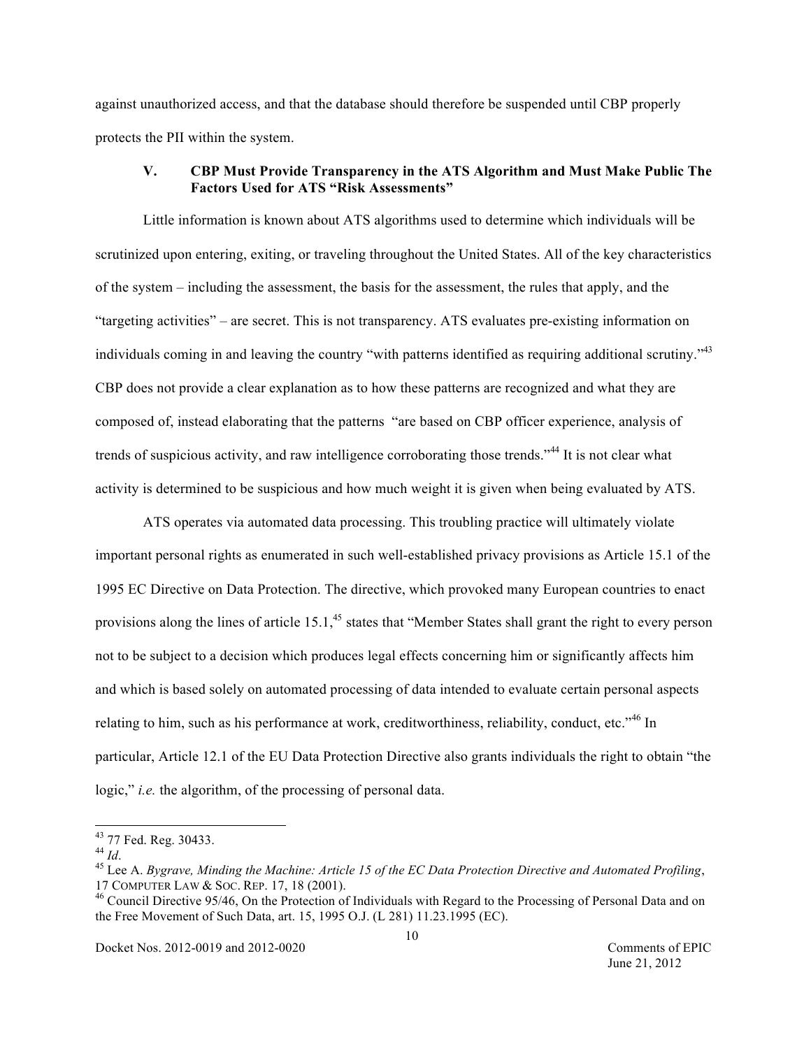against unauthorized access, and that the database should therefore be suspended until CBP properly protects the PII within the system.

### V. CBP Must Provide Transparency in the ATS Algorithm and Must Make Public The Factors Used for ATS "Risk Assessments"

Little information is known about ATS algorithms used to determine which individuals will be scrutinized upon entering, exiting, or traveling throughout the United States. All of the key characteristics of the system – including the assessment, the basis for the assessment, the rules that apply, and the "targeting activities" – are secret. This is not transparency. ATS evaluates pre-existing information on individuals coming in and leaving the country "with patterns identified as requiring additional scrutiny."[43] CBP does not provide a clear explanation as to how these patterns are recognized and what they are composed of, instead elaborating that the patterns "are based on CBP officer experience, analysis of trends of suspicious activity, and raw intelligence corroborating those trends."[44] It is not clear what activity is determined to be suspicious and how much weight it is given when being evaluated by ATS.

ATS operates via automated data processing. This troubling practice will ultimately violate important personal rights as enumerated in such well-established privacy provisions as Article 15.1 of the 1995 EC Directive on Data Protection. The directive, which provoked many European countries to enact provisions along the lines of article 15.1,[45] states that "Member States shall grant the right to every person not to be subject to a decision which produces legal effects concerning him or significantly affects him and which is based solely on automated processing of data intended to evaluate certain personal aspects relating to him, such as his performance at work, creditworthiness, reliability, conduct, etc."[46] In particular, Article 12.1 of the EU Data Protection Directive also grants individuals the right to obtain "the logic," *i.e.* the algorithm, of the processing of personal data.

---

[43] 77 Fed. Reg. 30433.

[44] *Id*.

[45] Lee A. *Bygrave, Minding the Machine: Article 15 of the EC Data Protection Directive and Automated Profiling*, 17 COMPUTER LAW & SOC. REP. 17, 18 (2001).

[46] Council Directive 95/46, On the Protection of Individuals with Regard to the Processing of Personal Data and on the Free Movement of Such Data, art. 15, 1995 O.J. (L 281) 11.23.1995 (EC).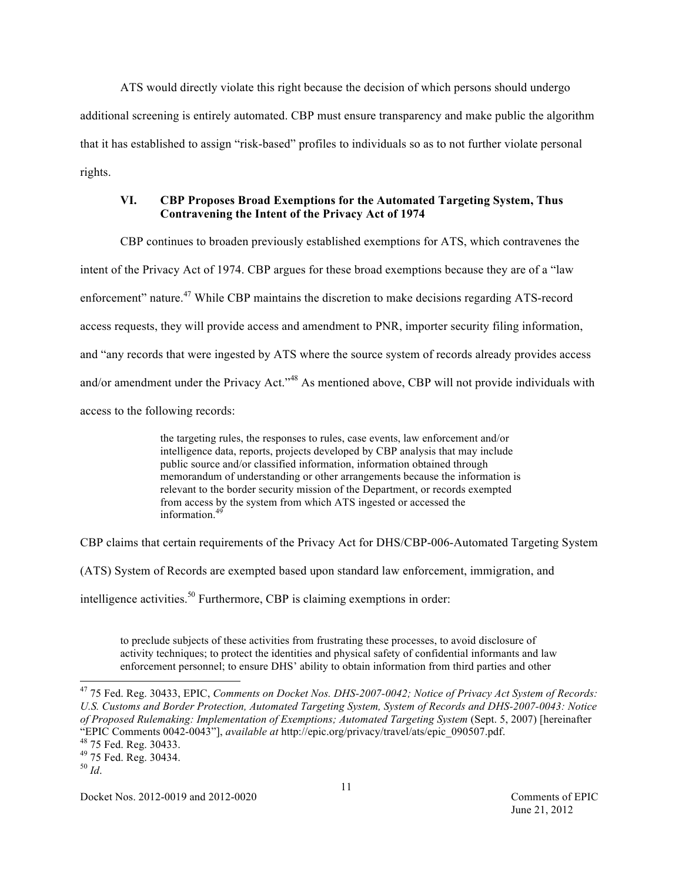ATS would directly violate this right because the decision of which persons should undergo additional screening is entirely automated. CBP must ensure transparency and make public the algorithm that it has established to assign "risk-based" profiles to individuals so as to not further violate personal rights.

## VI. CBP Proposes Broad Exemptions for the Automated Targeting System, Thus Contravening the Intent of the Privacy Act of 1974

CBP continues to broaden previously established exemptions for ATS, which contravenes the intent of the Privacy Act of 1974. CBP argues for these broad exemptions because they are of a "law enforcement" nature.[47] While CBP maintains the discretion to make decisions regarding ATS-record access requests, they will provide access and amendment to PNR, importer security filing information, and "any records that were ingested by ATS where the source system of records already provides access and/or amendment under the Privacy Act."[48] As mentioned above, CBP will not provide individuals with access to the following records:

> the targeting rules, the responses to rules, case events, law enforcement and/or intelligence data, reports, projects developed by CBP analysis that may include public source and/or classified information, information obtained through memorandum of understanding or other arrangements because the information is relevant to the border security mission of the Department, or records exempted from access by the system from which ATS ingested or accessed the information.[49]

CBP claims that certain requirements of the Privacy Act for DHS/CBP-006-Automated Targeting System (ATS) System of Records are exempted based upon standard law enforcement, immigration, and intelligence activities.[50] Furthermore, CBP is claiming exemptions in order:

> to preclude subjects of these activities from frustrating these processes, to avoid disclosure of activity techniques; to protect the identities and physical safety of confidential informants and law enforcement personnel; to ensure DHS' ability to obtain information from third parties and other

---

[47] 75 Fed. Reg. 30433, EPIC, *Comments on Docket Nos. DHS-2007-0042; Notice of Privacy Act System of Records: U.S. Customs and Border Protection, Automated Targeting System, System of Records and DHS-2007-0043: Notice of Proposed Rulemaking: Implementation of Exemptions; Automated Targeting System* (Sept. 5, 2007) [hereinafter "EPIC Comments 0042-0043"], *available at* http://epic.org/privacy/travel/ats/epic_090507.pdf.

[48] 75 Fed. Reg. 30433.

[49] 75 Fed. Reg. 30434.

[50] *Id*.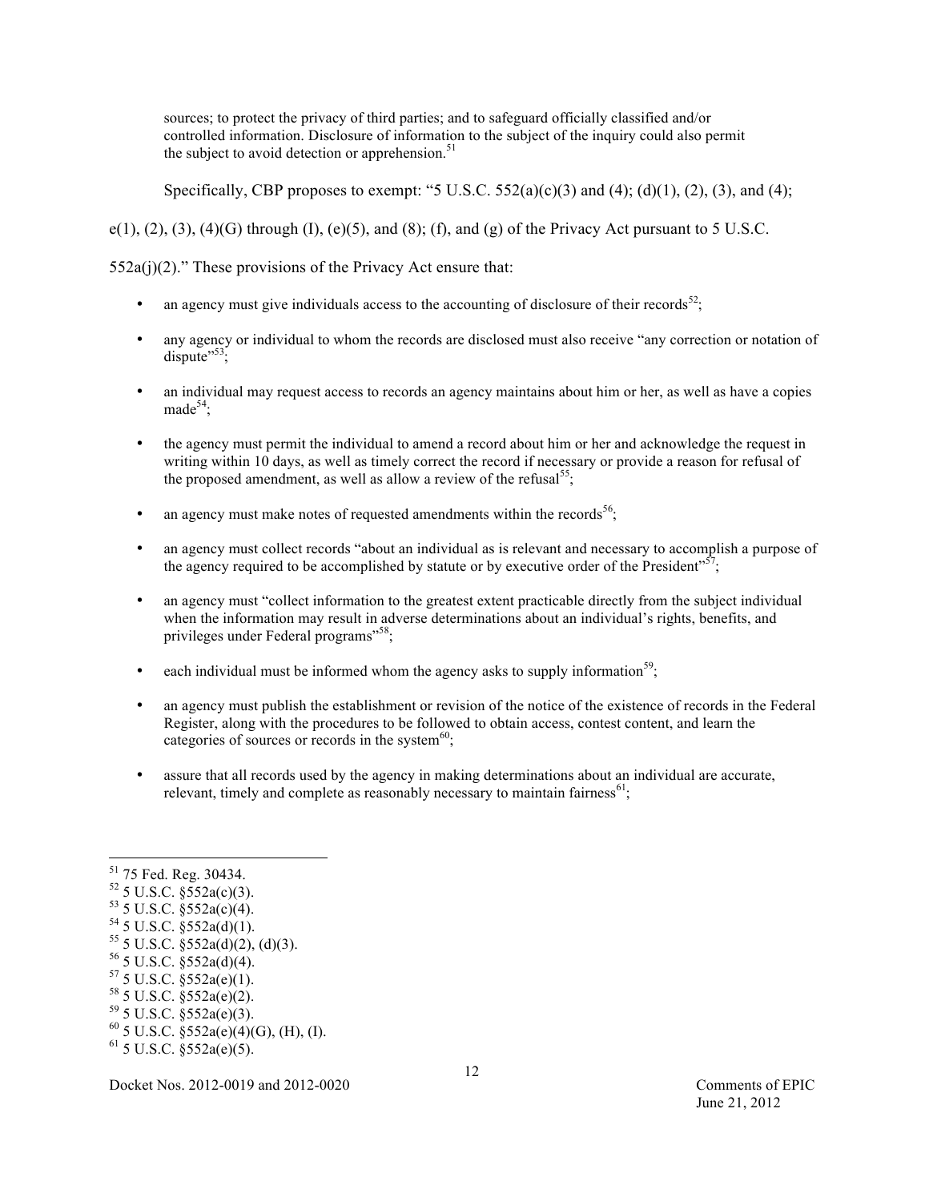sources; to protect the privacy of third parties; and to safeguard officially classified and/or controlled information. Disclosure of information to the subject of the inquiry could also permit the subject to avoid detection or apprehension.[51]

Specifically, CBP proposes to exempt: "5 U.S.C. 552(a)(c)(3) and (4); (d)(1), (2), (3), and (4); e(1), (2), (3), (4)(G) through (I), (e)(5), and (8); (f), and (g) of the Privacy Act pursuant to 5 U.S.C. 552a(j)(2)." These provisions of the Privacy Act ensure that:

- an agency must give individuals access to the accounting of disclosure of their records[52];
- any agency or individual to whom the records are disclosed must also receive "any correction or notation of dispute"[53];
- an individual may request access to records an agency maintains about him or her, as well as have a copies made[54];
- the agency must permit the individual to amend a record about him or her and acknowledge the request in writing within 10 days, as well as timely correct the record if necessary or provide a reason for refusal of the proposed amendment, as well as allow a review of the refusal[55];
- an agency must make notes of requested amendments within the records[56];
- an agency must collect records "about an individual as is relevant and necessary to accomplish a purpose of the agency required to be accomplished by statute or by executive order of the President"[57];
- an agency must "collect information to the greatest extent practicable directly from the subject individual when the information may result in adverse determinations about an individual's rights, benefits, and privileges under Federal programs"[58];
- each individual must be informed whom the agency asks to supply information[59];
- an agency must publish the establishment or revision of the notice of the existence of records in the Federal Register, along with the procedures to be followed to obtain access, contest content, and learn the categories of sources or records in the system[60];
- assure that all records used by the agency in making determinations about an individual are accurate, relevant, timely and complete as reasonably necessary to maintain fairness[61];

---

[51] 75 Fed. Reg. 30434.
[52] 5 U.S.C. §552a(c)(3).
[53] 5 U.S.C. §552a(c)(4).
[54] 5 U.S.C. §552a(d)(1).
[55] 5 U.S.C. §552a(d)(2), (d)(3).
[56] 5 U.S.C. §552a(d)(4).
[57] 5 U.S.C. §552a(e)(1).
[58] 5 U.S.C. §552a(e)(2).
[59] 5 U.S.C. §552a(e)(3).
[60] 5 U.S.C. §552a(e)(4)(G), (H), (I).
[61] 5 U.S.C. §552a(e)(5).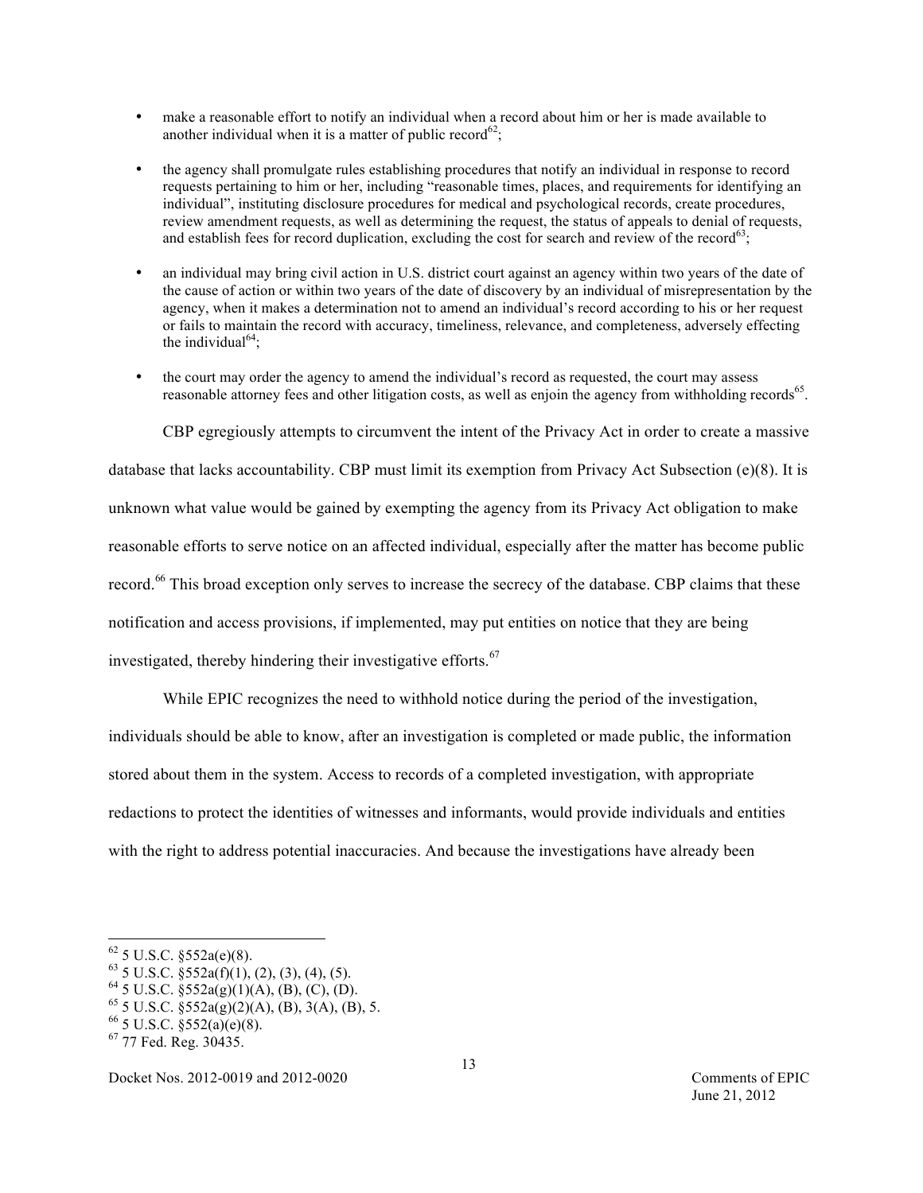- make a reasonable effort to notify an individual when a record about him or her is made available to another individual when it is a matter of public record[62];
- the agency shall promulgate rules establishing procedures that notify an individual in response to record requests pertaining to him or her, including "reasonable times, places, and requirements for identifying an individual", instituting disclosure procedures for medical and psychological records, create procedures, review amendment requests, as well as determining the request, the status of appeals to denial of requests, and establish fees for record duplication, excluding the cost for search and review of the record[63];
- an individual may bring civil action in U.S. district court against an agency within two years of the date of the cause of action or within two years of the date of discovery by an individual of misrepresentation by the agency, when it makes a determination not to amend an individual's record according to his or her request or fails to maintain the record with accuracy, timeliness, relevance, and completeness, adversely effecting the individual[64];
- the court may order the agency to amend the individual's record as requested, the court may assess reasonable attorney fees and other litigation costs, as well as enjoin the agency from withholding records[65].

CBP egregiously attempts to circumvent the intent of the Privacy Act in order to create a massive database that lacks accountability. CBP must limit its exemption from Privacy Act Subsection (e)(8). It is unknown what value would be gained by exempting the agency from its Privacy Act obligation to make reasonable efforts to serve notice on an affected individual, especially after the matter has become public record.[66] This broad exception only serves to increase the secrecy of the database. CBP claims that these notification and access provisions, if implemented, may put entities on notice that they are being investigated, thereby hindering their investigative efforts.[67]

While EPIC recognizes the need to withhold notice during the period of the investigation, individuals should be able to know, after an investigation is completed or made public, the information stored about them in the system. Access to records of a completed investigation, with appropriate redactions to protect the identities of witnesses and informants, would provide individuals and entities with the right to address potential inaccuracies. And because the investigations have already been

[62] 5 U.S.C. §552a(e)(8).
[63] 5 U.S.C. §552a(f)(1), (2), (3), (4), (5).
[64] 5 U.S.C. §552a(g)(1)(A), (B), (C), (D).
[65] 5 U.S.C. §552a(g)(2)(A), (B), 3(A), (B), 5.
[66] 5 U.S.C. §552(a)(e)(8).
[67] 77 Fed. Reg. 30435.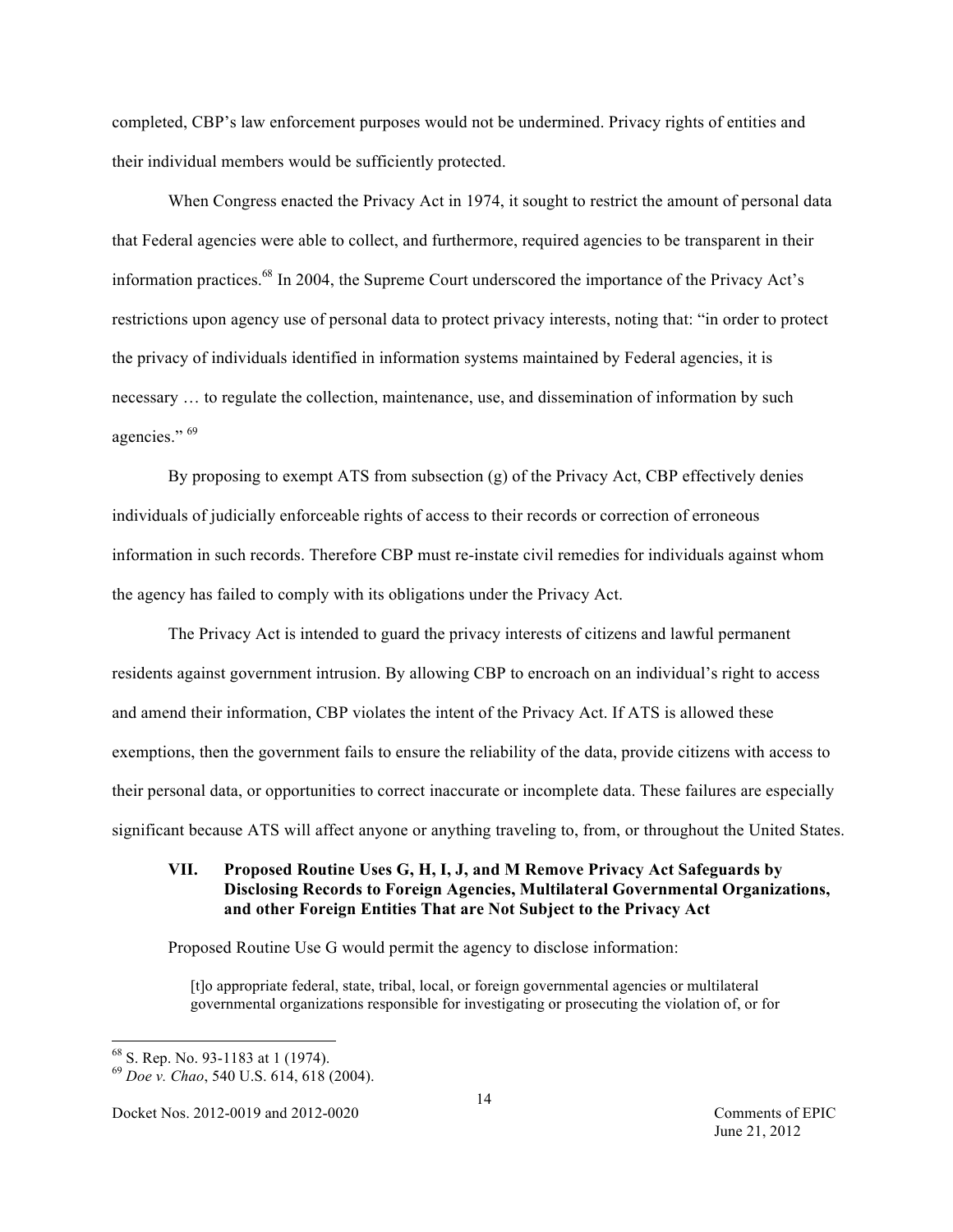completed, CBP's law enforcement purposes would not be undermined. Privacy rights of entities and their individual members would be sufficiently protected.

When Congress enacted the Privacy Act in 1974, it sought to restrict the amount of personal data that Federal agencies were able to collect, and furthermore, required agencies to be transparent in their information practices.[68] In 2004, the Supreme Court underscored the importance of the Privacy Act's restrictions upon agency use of personal data to protect privacy interests, noting that: "in order to protect the privacy of individuals identified in information systems maintained by Federal agencies, it is necessary … to regulate the collection, maintenance, use, and dissemination of information by such agencies." [69]

By proposing to exempt ATS from subsection (g) of the Privacy Act, CBP effectively denies individuals of judicially enforceable rights of access to their records or correction of erroneous information in such records. Therefore CBP must re-instate civil remedies for individuals against whom the agency has failed to comply with its obligations under the Privacy Act.

The Privacy Act is intended to guard the privacy interests of citizens and lawful permanent residents against government intrusion. By allowing CBP to encroach on an individual's right to access and amend their information, CBP violates the intent of the Privacy Act. If ATS is allowed these exemptions, then the government fails to ensure the reliability of the data, provide citizens with access to their personal data, or opportunities to correct inaccurate or incomplete data. These failures are especially significant because ATS will affect anyone or anything traveling to, from, or throughout the United States.

### VII. Proposed Routine Uses G, H, I, J, and M Remove Privacy Act Safeguards by Disclosing Records to Foreign Agencies, Multilateral Governmental Organizations, and other Foreign Entities That are Not Subject to the Privacy Act

Proposed Routine Use G would permit the agency to disclose information:

> [t]o appropriate federal, state, tribal, local, or foreign governmental agencies or multilateral governmental organizations responsible for investigating or prosecuting the violation of, or for

---

[68] S. Rep. No. 93-1183 at 1 (1974).

[69] *Doe v. Chao*, 540 U.S. 614, 618 (2004).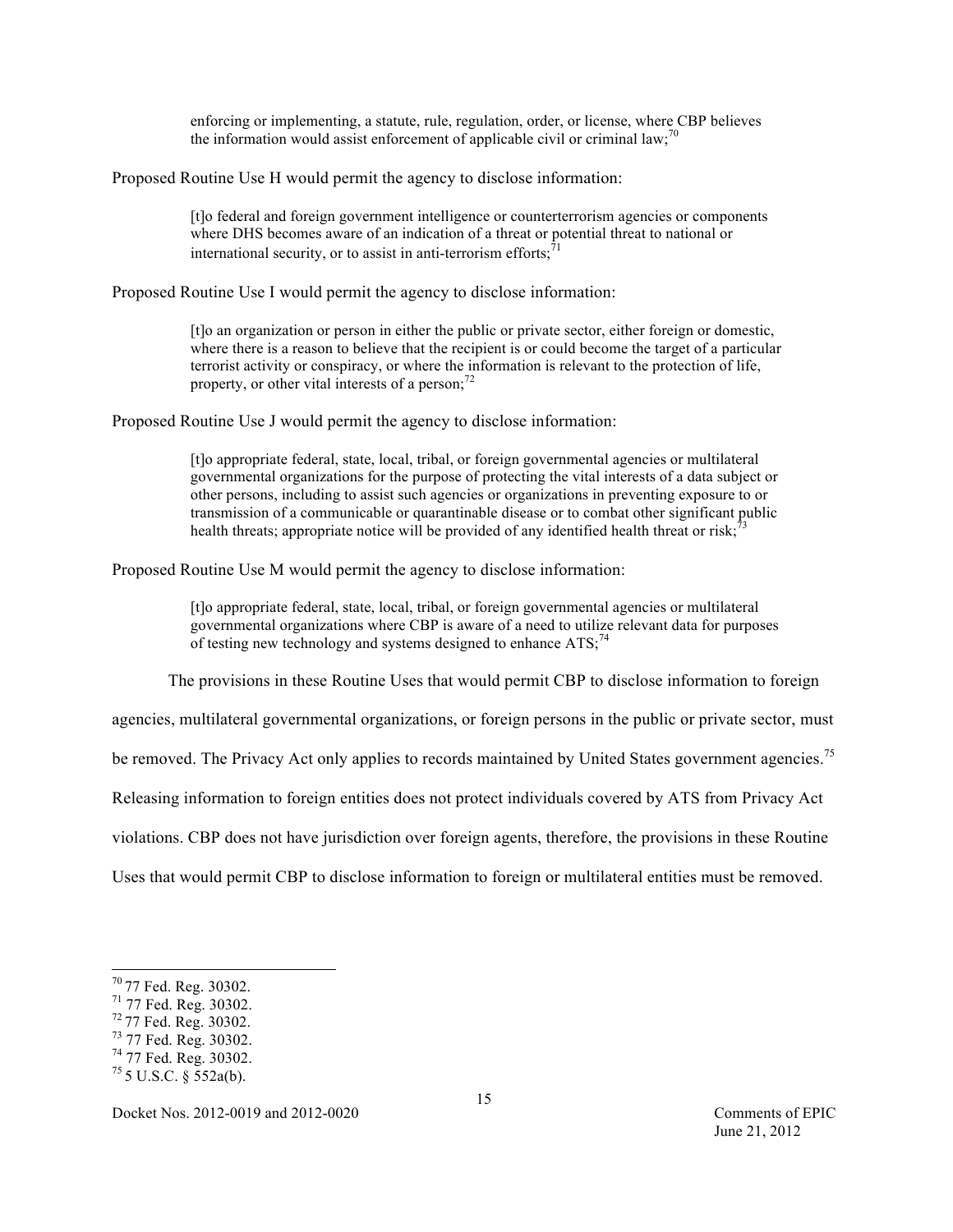> enforcing or implementing, a statute, rule, regulation, order, or license, where CBP believes the information would assist enforcement of applicable civil or criminal law;[70]

Proposed Routine Use H would permit the agency to disclose information:

> [t]o federal and foreign government intelligence or counterterrorism agencies or components where DHS becomes aware of an indication of a threat or potential threat to national or international security, or to assist in anti-terrorism efforts;[71]

Proposed Routine Use I would permit the agency to disclose information:

> [t]o an organization or person in either the public or private sector, either foreign or domestic, where there is a reason to believe that the recipient is or could become the target of a particular terrorist activity or conspiracy, or where the information is relevant to the protection of life, property, or other vital interests of a person;[72]

Proposed Routine Use J would permit the agency to disclose information:

> [t]o appropriate federal, state, local, tribal, or foreign governmental agencies or multilateral governmental organizations for the purpose of protecting the vital interests of a data subject or other persons, including to assist such agencies or organizations in preventing exposure to or transmission of a communicable or quarantinable disease or to combat other significant public health threats; appropriate notice will be provided of any identified health threat or risk;[73]

Proposed Routine Use M would permit the agency to disclose information:

> [t]o appropriate federal, state, local, tribal, or foreign governmental agencies or multilateral governmental organizations where CBP is aware of a need to utilize relevant data for purposes of testing new technology and systems designed to enhance ATS;[74]

The provisions in these Routine Uses that would permit CBP to disclose information to foreign agencies, multilateral governmental organizations, or foreign persons in the public or private sector, must be removed. The Privacy Act only applies to records maintained by United States government agencies.[75] Releasing information to foreign entities does not protect individuals covered by ATS from Privacy Act violations. CBP does not have jurisdiction over foreign agents, therefore, the provisions in these Routine Uses that would permit CBP to disclose information to foreign or multilateral entities must be removed.

---

[70] 77 Fed. Reg. 30302.
[71] 77 Fed. Reg. 30302.
[72] 77 Fed. Reg. 30302.
[73] 77 Fed. Reg. 30302.
[74] 77 Fed. Reg. 30302.
[75] 5 U.S.C. § 552a(b).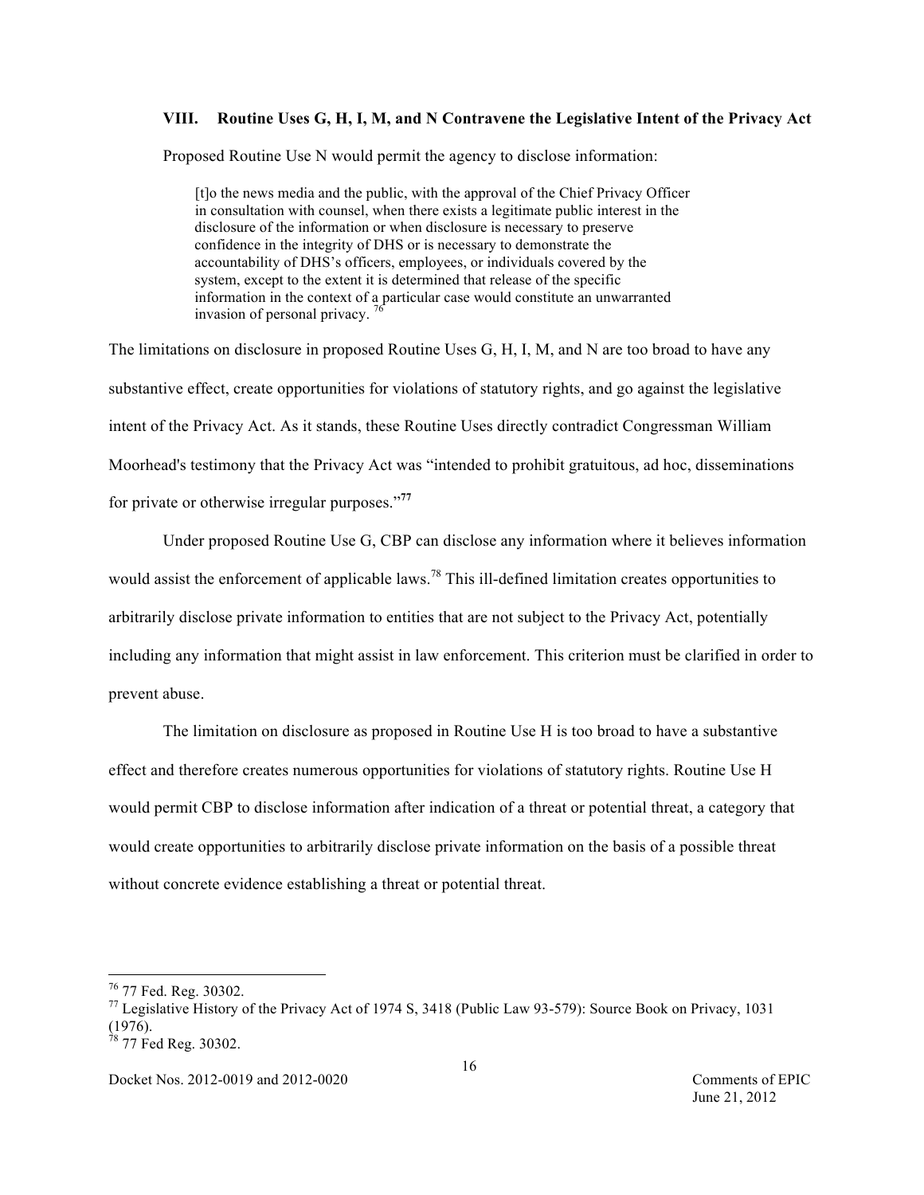### VIII. Routine Uses G, H, I, M, and N Contravene the Legislative Intent of the Privacy Act

Proposed Routine Use N would permit the agency to disclose information:

> [t]o the news media and the public, with the approval of the Chief Privacy Officer in consultation with counsel, when there exists a legitimate public interest in the disclosure of the information or when disclosure is necessary to preserve confidence in the integrity of DHS or is necessary to demonstrate the accountability of DHS's officers, employees, or individuals covered by the system, except to the extent it is determined that release of the specific information in the context of a particular case would constitute an unwarranted invasion of personal privacy. [76]

The limitations on disclosure in proposed Routine Uses G, H, I, M, and N are too broad to have any substantive effect, create opportunities for violations of statutory rights, and go against the legislative intent of the Privacy Act. As it stands, these Routine Uses directly contradict Congressman William Moorhead's testimony that the Privacy Act was "intended to prohibit gratuitous, ad hoc, disseminations for private or otherwise irregular purposes."[77]

Under proposed Routine Use G, CBP can disclose any information where it believes information would assist the enforcement of applicable laws.[78] This ill-defined limitation creates opportunities to arbitrarily disclose private information to entities that are not subject to the Privacy Act, potentially including any information that might assist in law enforcement. This criterion must be clarified in order to prevent abuse.

The limitation on disclosure as proposed in Routine Use H is too broad to have a substantive effect and therefore creates numerous opportunities for violations of statutory rights. Routine Use H would permit CBP to disclose information after indication of a threat or potential threat, a category that would create opportunities to arbitrarily disclose private information on the basis of a possible threat without concrete evidence establishing a threat or potential threat.

---

[76] 77 Fed. Reg. 30302.

[77] Legislative History of the Privacy Act of 1974 S, 3418 (Public Law 93-579): Source Book on Privacy, 1031 (1976).

[78] 77 Fed Reg. 30302.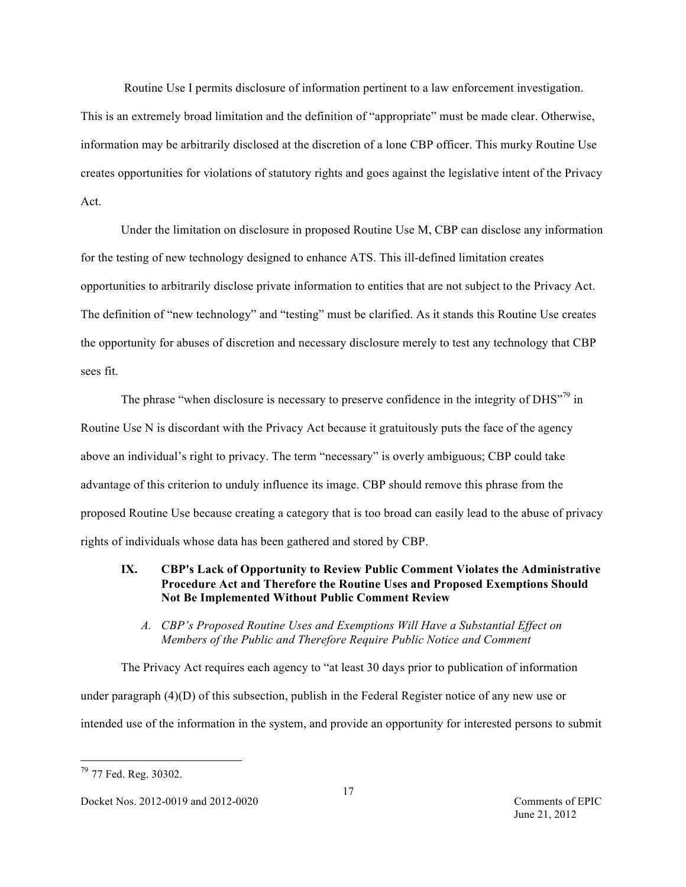Routine Use I permits disclosure of information pertinent to a law enforcement investigation. This is an extremely broad limitation and the definition of "appropriate" must be made clear. Otherwise, information may be arbitrarily disclosed at the discretion of a lone CBP officer. This murky Routine Use creates opportunities for violations of statutory rights and goes against the legislative intent of the Privacy Act.

Under the limitation on disclosure in proposed Routine Use M, CBP can disclose any information for the testing of new technology designed to enhance ATS. This ill-defined limitation creates opportunities to arbitrarily disclose private information to entities that are not subject to the Privacy Act. The definition of "new technology" and "testing" must be clarified. As it stands this Routine Use creates the opportunity for abuses of discretion and necessary disclosure merely to test any technology that CBP sees fit.

The phrase "when disclosure is necessary to preserve confidence in the integrity of DHS"[79] in Routine Use N is discordant with the Privacy Act because it gratuitously puts the face of the agency above an individual's right to privacy. The term "necessary" is overly ambiguous; CBP could take advantage of this criterion to unduly influence its image. CBP should remove this phrase from the proposed Routine Use because creating a category that is too broad can easily lead to the abuse of privacy rights of individuals whose data has been gathered and stored by CBP.

## IX. CBP's Lack of Opportunity to Review Public Comment Violates the Administrative Procedure Act and Therefore the Routine Uses and Proposed Exemptions Should Not Be Implemented Without Public Comment Review

### *A. CBP's Proposed Routine Uses and Exemptions Will Have a Substantial Effect on Members of the Public and Therefore Require Public Notice and Comment*

The Privacy Act requires each agency to "at least 30 days prior to publication of information under paragraph (4)(D) of this subsection, publish in the Federal Register notice of any new use or intended use of the information in the system, and provide an opportunity for interested persons to submit

---

[79] 77 Fed. Reg. 30302.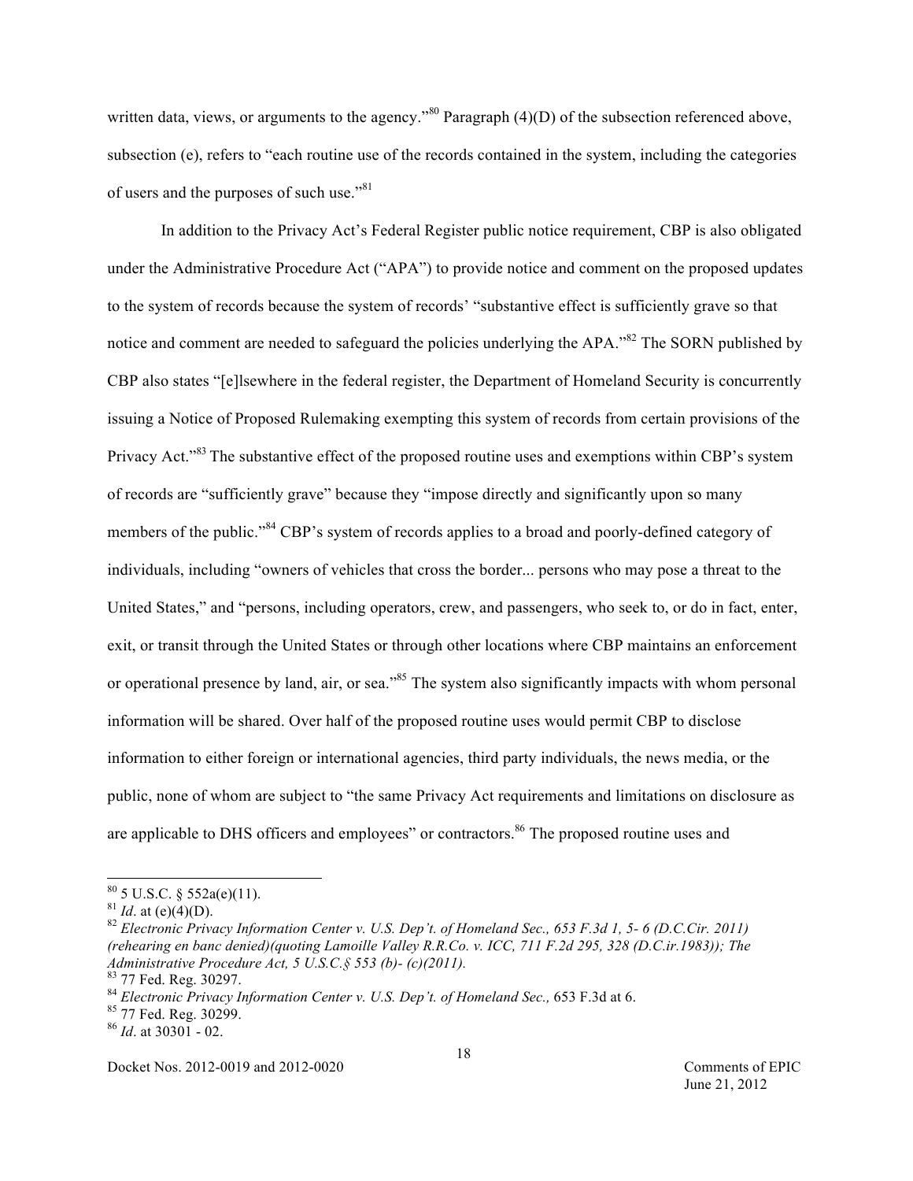written data, views, or arguments to the agency."[80] Paragraph (4)(D) of the subsection referenced above, subsection (e), refers to "each routine use of the records contained in the system, including the categories of users and the purposes of such use."[81]

In addition to the Privacy Act's Federal Register public notice requirement, CBP is also obligated under the Administrative Procedure Act ("APA") to provide notice and comment on the proposed updates to the system of records because the system of records' "substantive effect is sufficiently grave so that notice and comment are needed to safeguard the policies underlying the APA."[82] The SORN published by CBP also states "[e]lsewhere in the federal register, the Department of Homeland Security is concurrently issuing a Notice of Proposed Rulemaking exempting this system of records from certain provisions of the Privacy Act."[83] The substantive effect of the proposed routine uses and exemptions within CBP's system of records are "sufficiently grave" because they "impose directly and significantly upon so many members of the public."[84] CBP's system of records applies to a broad and poorly-defined category of individuals, including "owners of vehicles that cross the border... persons who may pose a threat to the United States," and "persons, including operators, crew, and passengers, who seek to, or do in fact, enter, exit, or transit through the United States or through other locations where CBP maintains an enforcement or operational presence by land, air, or sea."[85] The system also significantly impacts with whom personal information will be shared. Over half of the proposed routine uses would permit CBP to disclose information to either foreign or international agencies, third party individuals, the news media, or the public, none of whom are subject to "the same Privacy Act requirements and limitations on disclosure as are applicable to DHS officers and employees" or contractors.[86] The proposed routine uses and

---

[80] 5 U.S.C. § 552a(e)(11).

[81] *Id*. at (e)(4)(D).

[82] *Electronic Privacy Information Center v. U.S. Dep't. of Homeland Sec., 653 F.3d 1, 5- 6 (D.C.Cir. 2011) (rehearing en banc denied)(quoting Lamoille Valley R.R.Co. v. ICC, 711 F.2d 295, 328 (D.C.ir.1983)); The Administrative Procedure Act, 5 U.S.C.§ 553 (b)- (c)(2011).*

[83] 77 Fed. Reg. 30297.

[84] *Electronic Privacy Information Center v. U.S. Dep't. of Homeland Sec.,* 653 F.3d at 6.

[85] 77 Fed. Reg. 30299.

[86] *Id*. at 30301 - 02.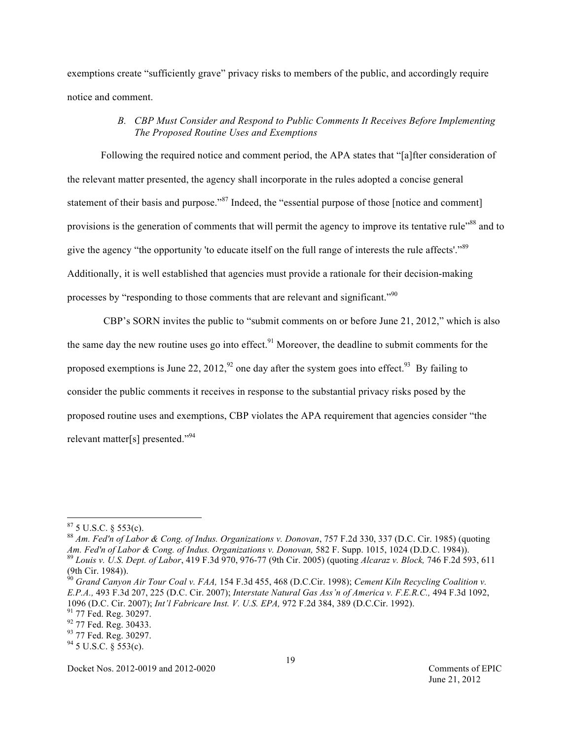exemptions create "sufficiently grave" privacy risks to members of the public, and accordingly require notice and comment.

### *B. CBP Must Consider and Respond to Public Comments It Receives Before Implementing The Proposed Routine Uses and Exemptions*

Following the required notice and comment period, the APA states that "[a]fter consideration of the relevant matter presented, the agency shall incorporate in the rules adopted a concise general statement of their basis and purpose."[87] Indeed, the "essential purpose of those [notice and comment] provisions is the generation of comments that will permit the agency to improve its tentative rule"[88] and to give the agency "the opportunity 'to educate itself on the full range of interests the rule affects'."[89] Additionally, it is well established that agencies must provide a rationale for their decision-making processes by "responding to those comments that are relevant and significant."[90]

CBP's SORN invites the public to "submit comments on or before June 21, 2012," which is also the same day the new routine uses go into effect.[91] Moreover, the deadline to submit comments for the proposed exemptions is June 22, 2012,[92] one day after the system goes into effect.[93] By failing to consider the public comments it receives in response to the substantial privacy risks posed by the proposed routine uses and exemptions, CBP violates the APA requirement that agencies consider "the relevant matter[s] presented."[94]

---

[87] 5 U.S.C. § 553(c).

[88] *Am. Fed'n of Labor & Cong. of Indus. Organizations v. Donovan*, 757 F.2d 330, 337 (D.C. Cir. 1985) (quoting *Am. Fed'n of Labor & Cong. of Indus. Organizations v. Donovan,* 582 F. Supp. 1015, 1024 (D.D.C. 1984)).

[89] *Louis v. U.S. Dept. of Labor*, 419 F.3d 970, 976-77 (9th Cir. 2005) (quoting *Alcaraz v. Block,* 746 F.2d 593, 611 (9th Cir. 1984)).

[90] *Grand Canyon Air Tour Coal v. FAA,* 154 F.3d 455, 468 (D.C.Cir. 1998); *Cement Kiln Recycling Coalition v. E.P.A.,* 493 F.3d 207, 225 (D.C. Cir. 2007); *Interstate Natural Gas Ass'n of America v. F.E.R.C.,* 494 F.3d 1092, 1096 (D.C. Cir. 2007); *Int'l Fabricare Inst. V. U.S. EPA,* 972 F.2d 384, 389 (D.C.Cir. 1992).

[91] 77 Fed. Reg. 30297.

[92] 77 Fed. Reg. 30433.

[93] 77 Fed. Reg. 30297.

[94] 5 U.S.C. § 553(c).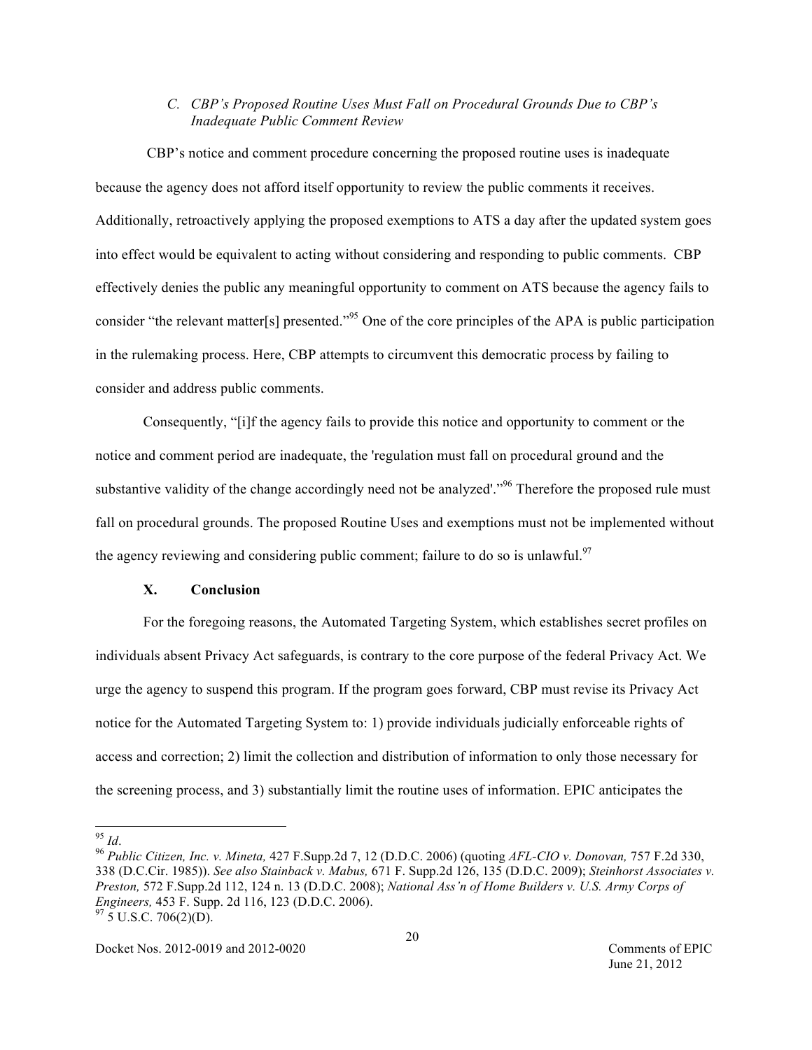### *C. CBP's Proposed Routine Uses Must Fall on Procedural Grounds Due to CBP's Inadequate Public Comment Review*

CBP's notice and comment procedure concerning the proposed routine uses is inadequate because the agency does not afford itself opportunity to review the public comments it receives. Additionally, retroactively applying the proposed exemptions to ATS a day after the updated system goes into effect would be equivalent to acting without considering and responding to public comments. CBP effectively denies the public any meaningful opportunity to comment on ATS because the agency fails to consider "the relevant matter[s] presented."[95] One of the core principles of the APA is public participation in the rulemaking process. Here, CBP attempts to circumvent this democratic process by failing to consider and address public comments.

Consequently, "[i]f the agency fails to provide this notice and opportunity to comment or the notice and comment period are inadequate, the 'regulation must fall on procedural ground and the substantive validity of the change accordingly need not be analyzed'."[96] Therefore the proposed rule must fall on procedural grounds. The proposed Routine Uses and exemptions must not be implemented without the agency reviewing and considering public comment; failure to do so is unlawful.[97]

## X. Conclusion

For the foregoing reasons, the Automated Targeting System, which establishes secret profiles on individuals absent Privacy Act safeguards, is contrary to the core purpose of the federal Privacy Act. We urge the agency to suspend this program. If the program goes forward, CBP must revise its Privacy Act notice for the Automated Targeting System to: 1) provide individuals judicially enforceable rights of access and correction; 2) limit the collection and distribution of information to only those necessary for the screening process, and 3) substantially limit the routine uses of information. EPIC anticipates the

---

[95] *Id*.

[96] *Public Citizen, Inc. v. Mineta,* 427 F.Supp.2d 7, 12 (D.D.C. 2006) (quoting *AFL-CIO v. Donovan,* 757 F.2d 330, 338 (D.C.Cir. 1985)). *See also Stainback v. Mabus,* 671 F. Supp.2d 126, 135 (D.D.C. 2009); *Steinhorst Associates v. Preston,* 572 F.Supp.2d 112, 124 n. 13 (D.D.C. 2008); *National Ass'n of Home Builders v. U.S. Army Corps of Engineers,* 453 F. Supp. 2d 116, 123 (D.D.C. 2006).

[97] 5 U.S.C. 706(2)(D).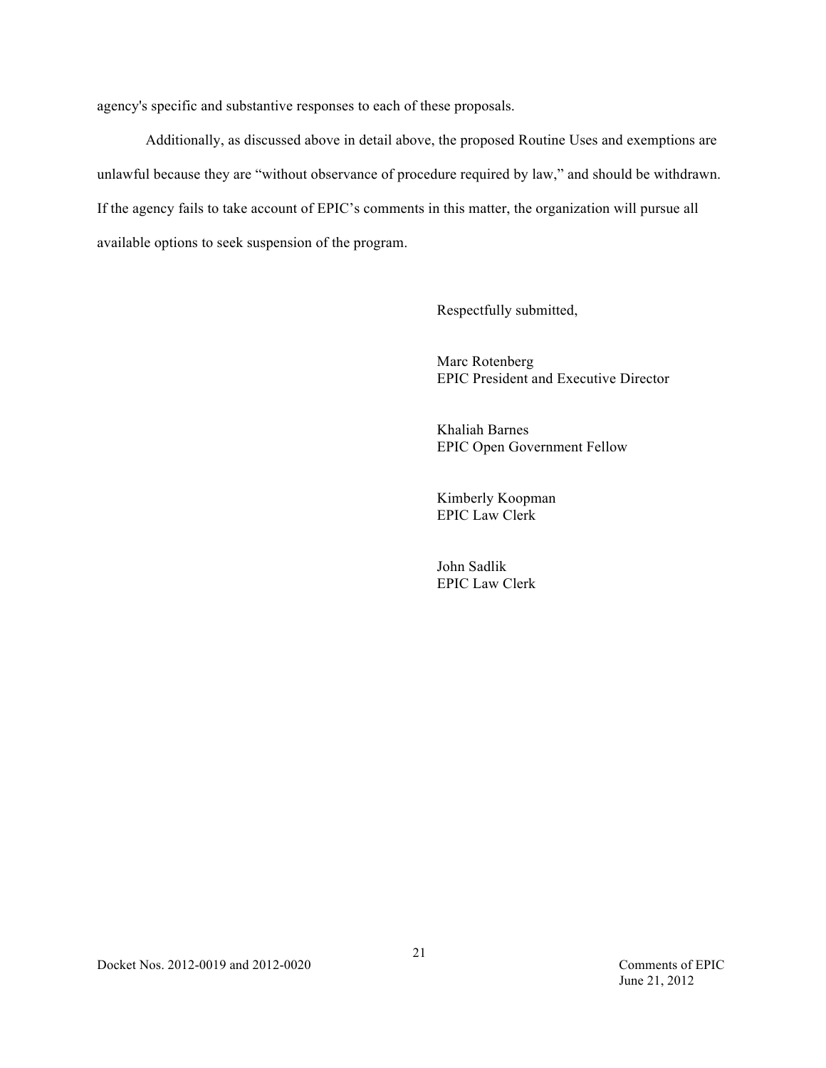agency's specific and substantive responses to each of these proposals.

Additionally, as discussed above in detail above, the proposed Routine Uses and exemptions are unlawful because they are "without observance of procedure required by law," and should be withdrawn. If the agency fails to take account of EPIC's comments in this matter, the organization will pursue all available options to seek suspension of the program.

Respectfully submitted,

Marc Rotenberg
EPIC President and Executive Director

Khaliah Barnes
EPIC Open Government Fellow

Kimberly Koopman
EPIC Law Clerk

John Sadlik
EPIC Law Clerk